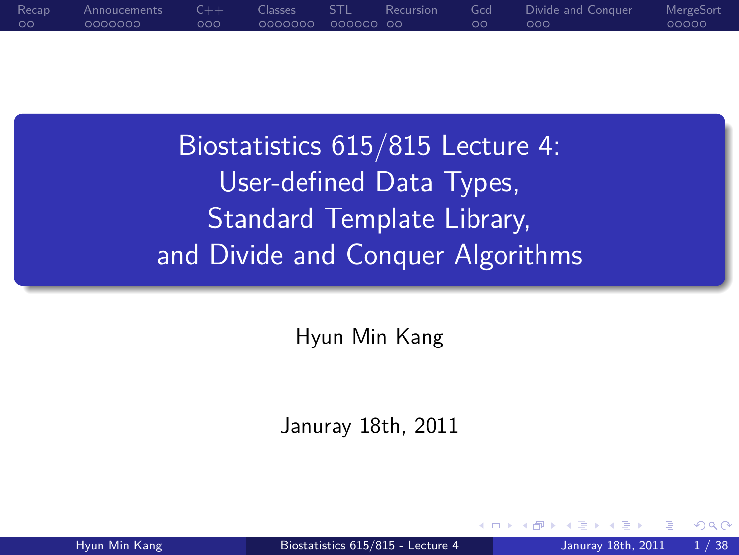# Biostatistics 615/815 Lecture 4: User-defined Data Types, Standard Template Library, and Divide and Conquer Algorithms

Hyun Min Kang

Januray 18th, 2011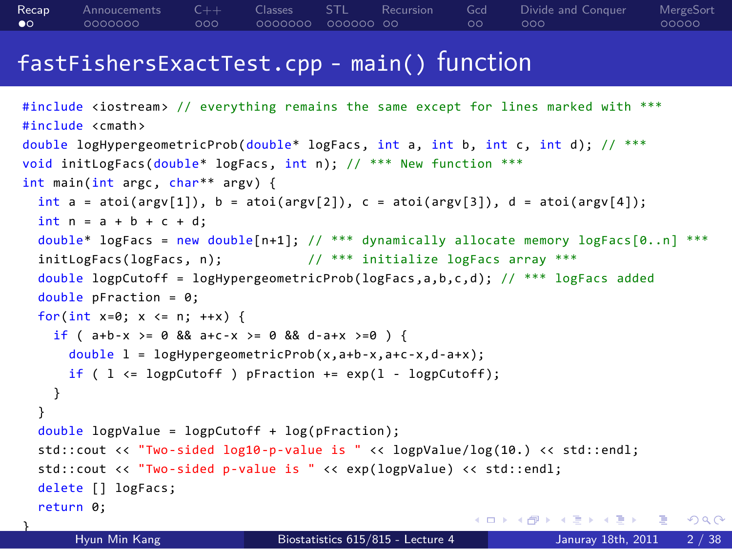# fastFishersExactTest.cpp - main() function

```cpp
#include <iostream> // everything remains the same except for lines marked with ***
#include <cmath>
double logHypergeometricProb(double* logFacs, int a, int b, int c, int d); // ***
void initLogFacs(double* logFacs, int n); // *** New function ***
int main(int argc, char** argv) {
  int a = atoi(argv[1]), b = atoi(argv[2]), c = atoi(argv[3]), d = atoi(argv[4]);
  int n = a + b + c + d;
  double* logFacs = new double[n+1]; // *** dynamically allocate memory logFacs[0..n] ***
  initLogFacs(logFacs, n);           // *** initialize logFacs array ***
  double logpCutoff = logHypergeometricProb(logFacs,a,b,c,d); // *** logFacs added
  double pFraction = 0;
  for(int x=0; x <= n; ++x) {
    if ( a+b-x >= 0 && a+c-x >= 0 && d-a+x >=0 ) {
      double l = logHypergeometricProb(x,a+b-x,a+c-x,d-a+x);
      if ( l <= logpCutoff ) pFraction += exp(l - logpCutoff);
    }
  }
  double logpValue = logpCutoff + log(pFraction);
  std::cout << "Two-sided log10-p-value is " << logpValue/log(10.) << std::endl;
  std::cout << "Two-sided p-value is " << exp(logpValue) << std::endl;
  delete [] logFacs;
  return 0;
}
```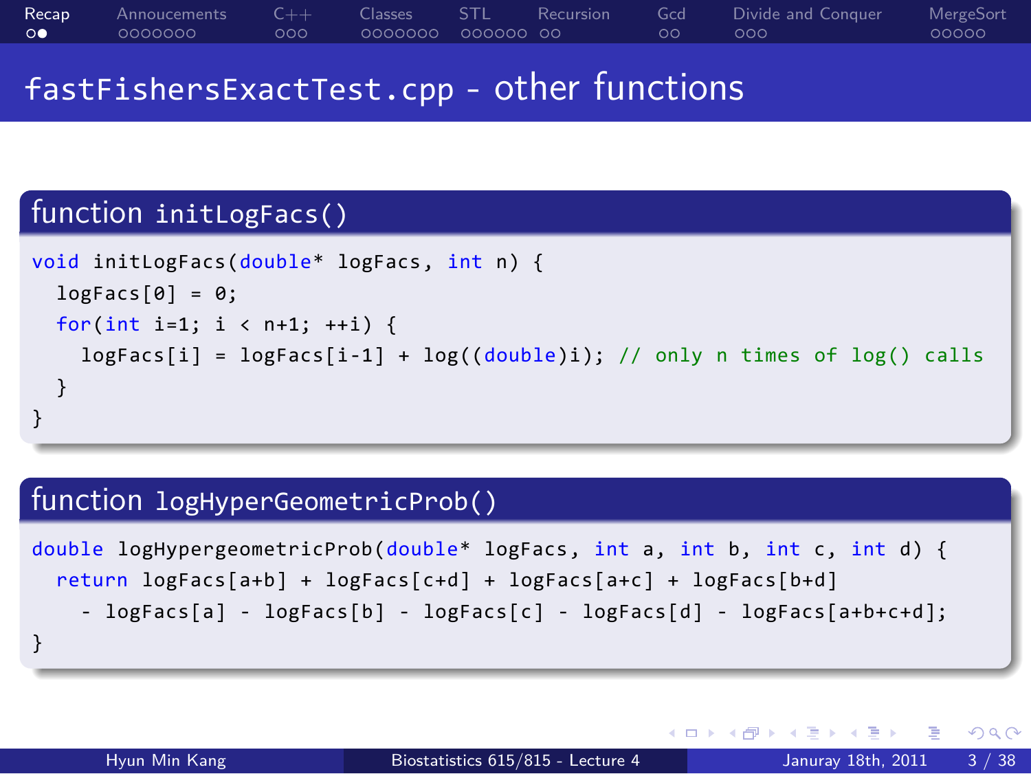# fastFishersExactTest.cpp - other functions

## function initLogFacs()

```
void initLogFacs(double* logFacs, int n) {
  logFacs[0] = 0;
  for(int i=1; i < n+1; ++i) {
    logFacs[i] = logFacs[i-1] + log((double)i); // only n times of log() calls
  }
}
```

## function logHyperGeometricProb()

```
double logHypergeometricProb(double* logFacs, int a, int b, int c, int d) {
  return logFacs[a+b] + logFacs[c+d] + logFacs[a+c] + logFacs[b+d]
    - logFacs[a] - logFacs[b] - logFacs[c] - logFacs[d] - logFacs[a+b+c+d];
}
```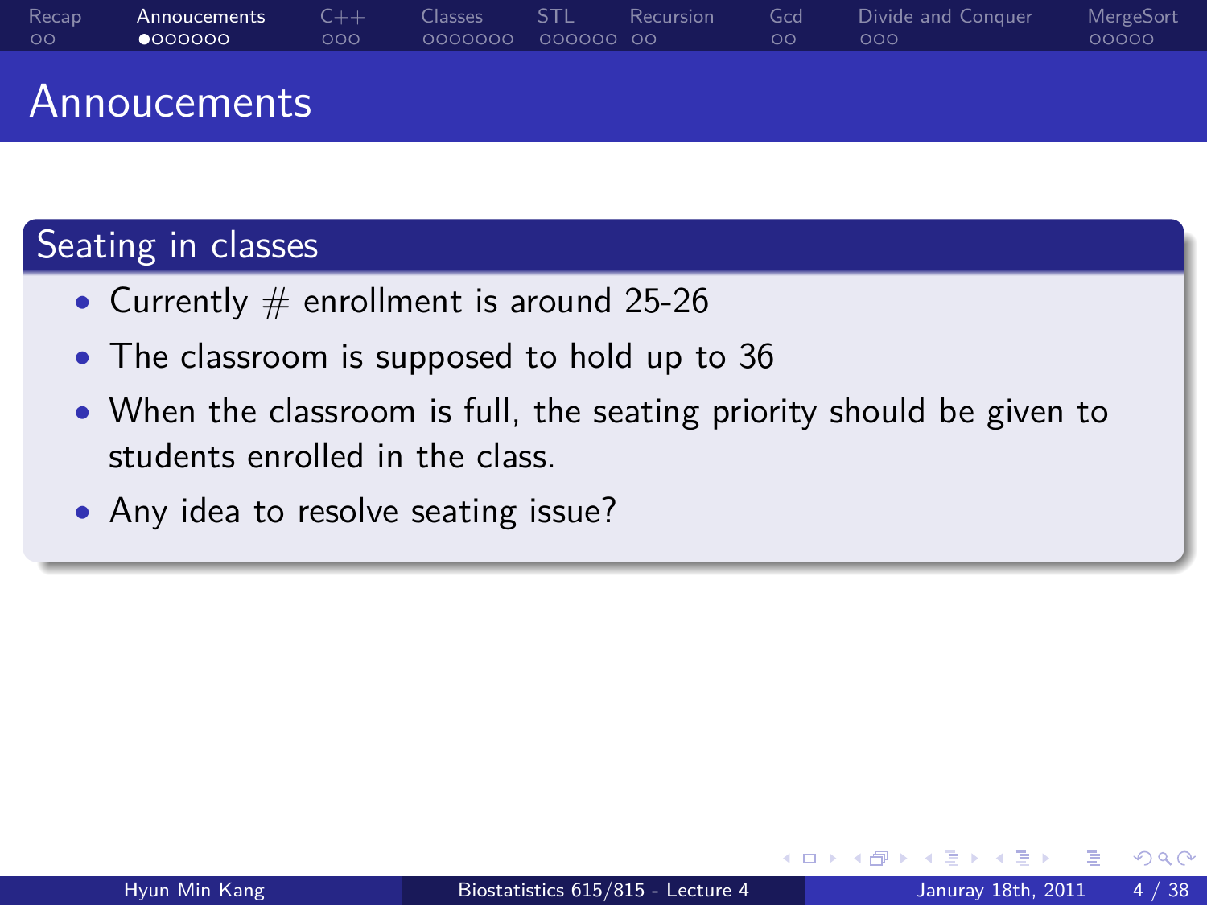# Annoucements

## Seating in classes

- Currently # enrollment is around 25-26
- The classroom is supposed to hold up to 36
- When the classroom is full, the seating priority should be given to students enrolled in the class.
- Any idea to resolve seating issue?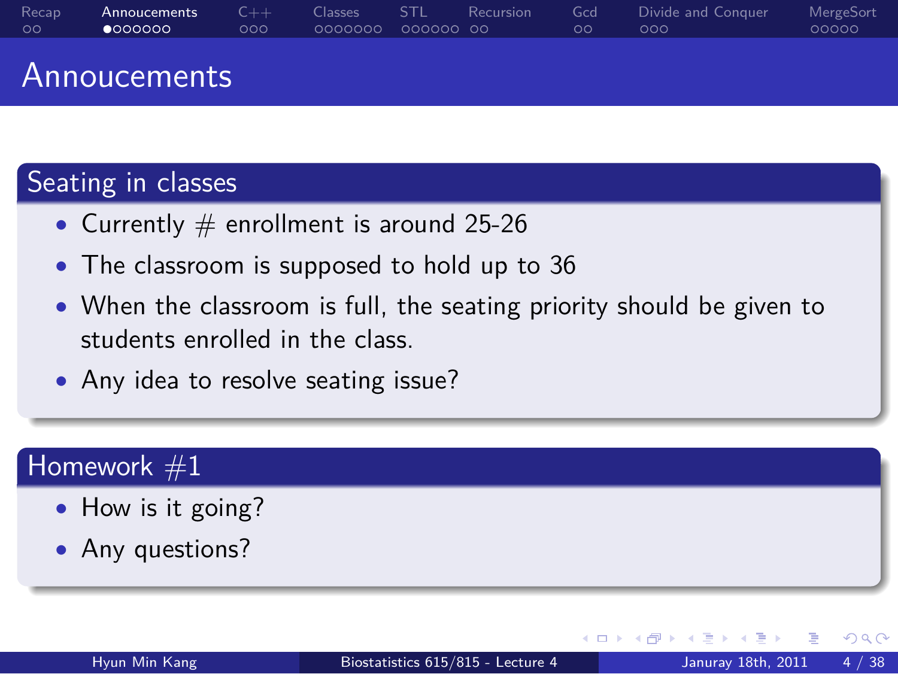# Annoucements

## Seating in classes

- Currently # enrollment is around 25-26
- The classroom is supposed to hold up to 36
- When the classroom is full, the seating priority should be given to students enrolled in the class.
- Any idea to resolve seating issue?

## Homework #1

- How is it going?
- Any questions?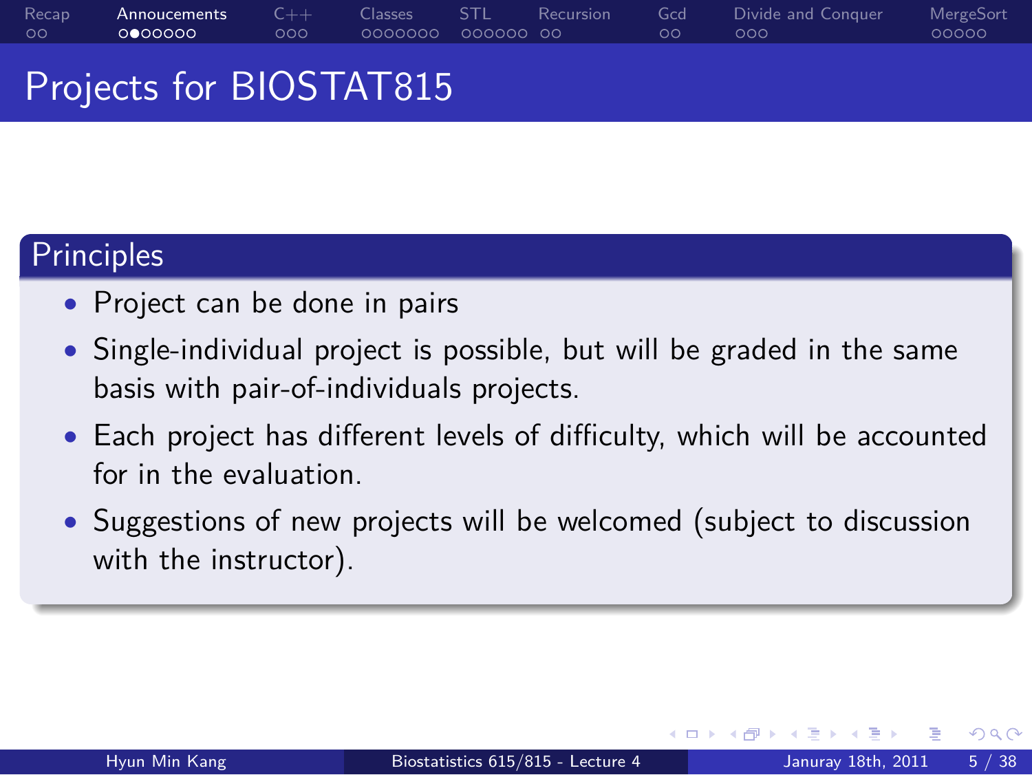# Projects for BIOSTAT815

## Principles

- Project can be done in pairs
- Single-individual project is possible, but will be graded in the same basis with pair-of-individuals projects.
- Each project has different levels of difficulty, which will be accounted for in the evaluation.
- Suggestions of new projects will be welcomed (subject to discussion with the instructor).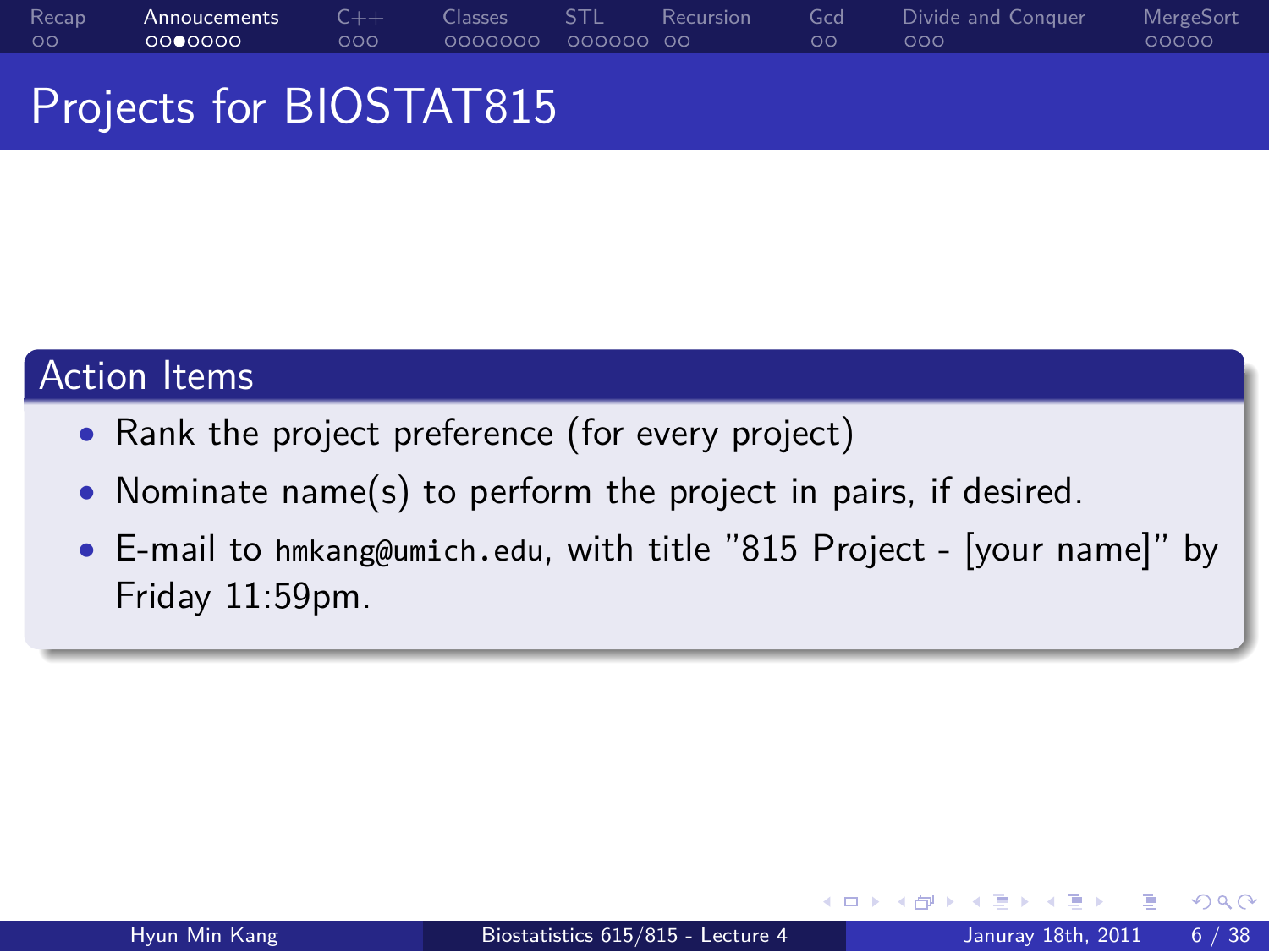# Projects for BIOSTAT815

## Action Items

- Rank the project preference (for every project)
- Nominate name(s) to perform the project in pairs, if desired.
- E-mail to `hmkang@umich.edu`, with title "815 Project - [your name]" by Friday 11:59pm.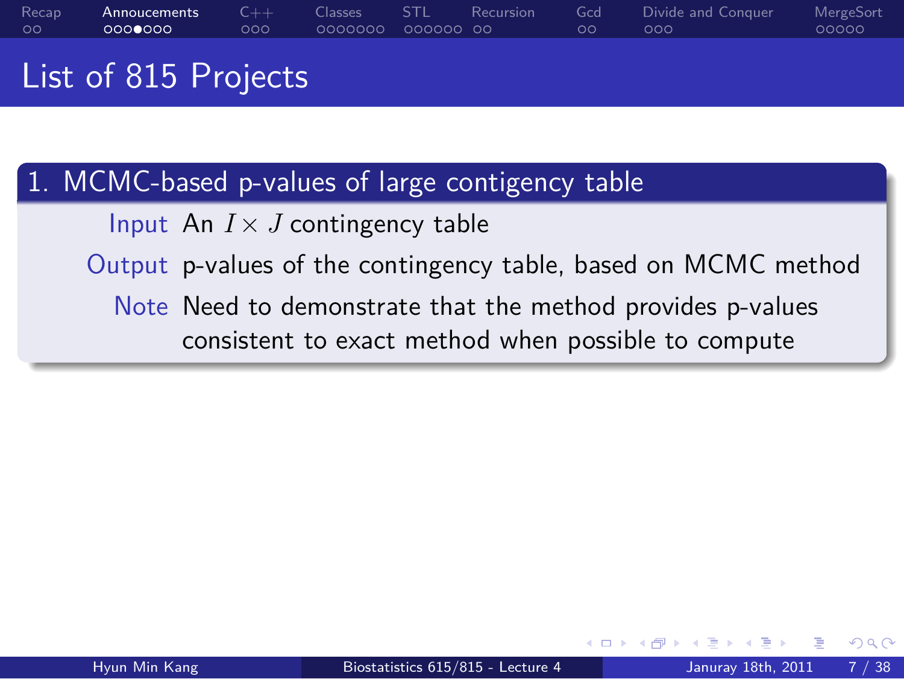# List of 815 Projects

## 1. MCMC-based p-values of large contigency table

**Input** An $I \times J$ contingency table

**Output** p-values of the contingency table, based on MCMC method

**Note** Need to demonstrate that the method provides p-values consistent to exact method when possible to compute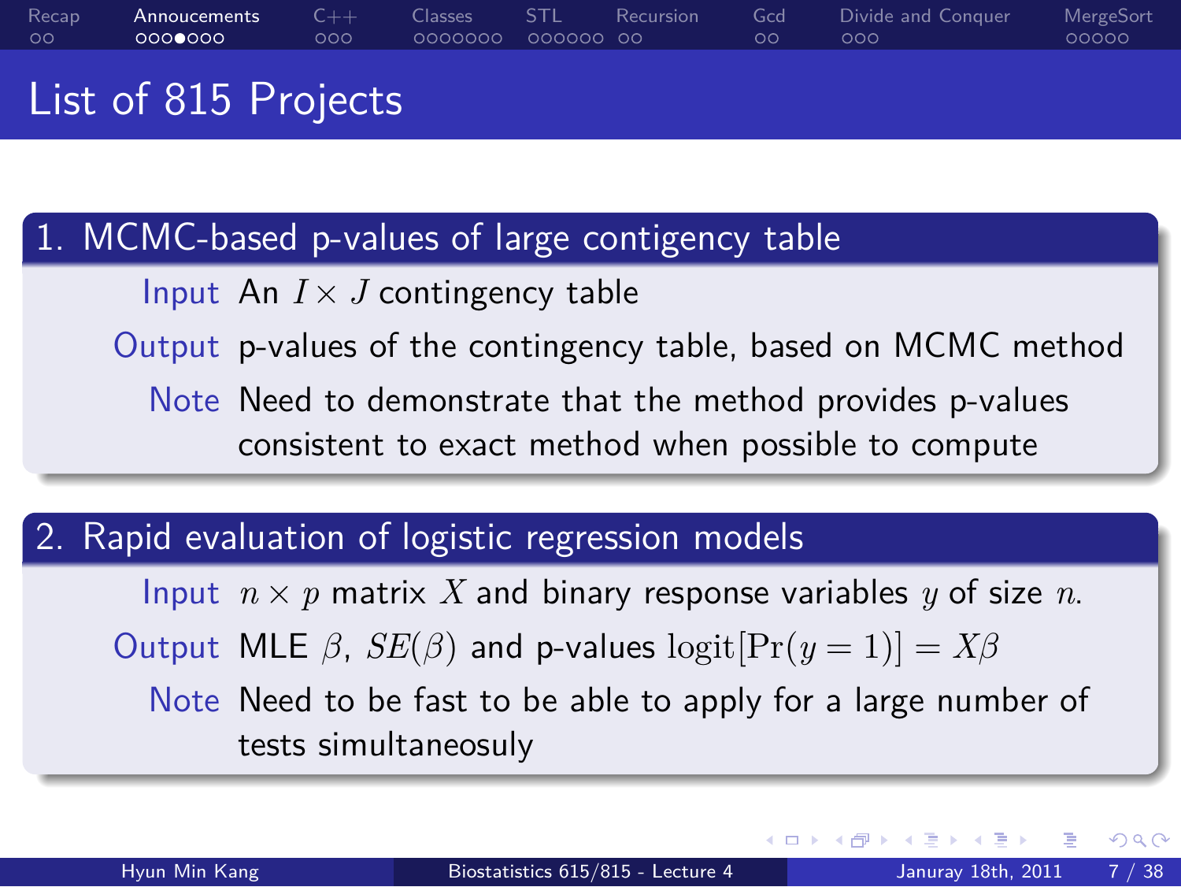# List of 815 Projects

## 1. MCMC-based p-values of large contigency table

**Input** An $I \times J$ contingency table

**Output** p-values of the contingency table, based on MCMC method

**Note** Need to demonstrate that the method provides p-values consistent to exact method when possible to compute

## 2. Rapid evaluation of logistic regression models

**Input** $n \times p$ matrix $X$ and binary response variables $y$ of size $n$.

**Output** MLE $\beta$, $SE(\beta)$ and p-values $\text{logit}[\Pr(y = 1)] = X\beta$

**Note** Need to be fast to be able to apply for a large number of tests simultaneosuly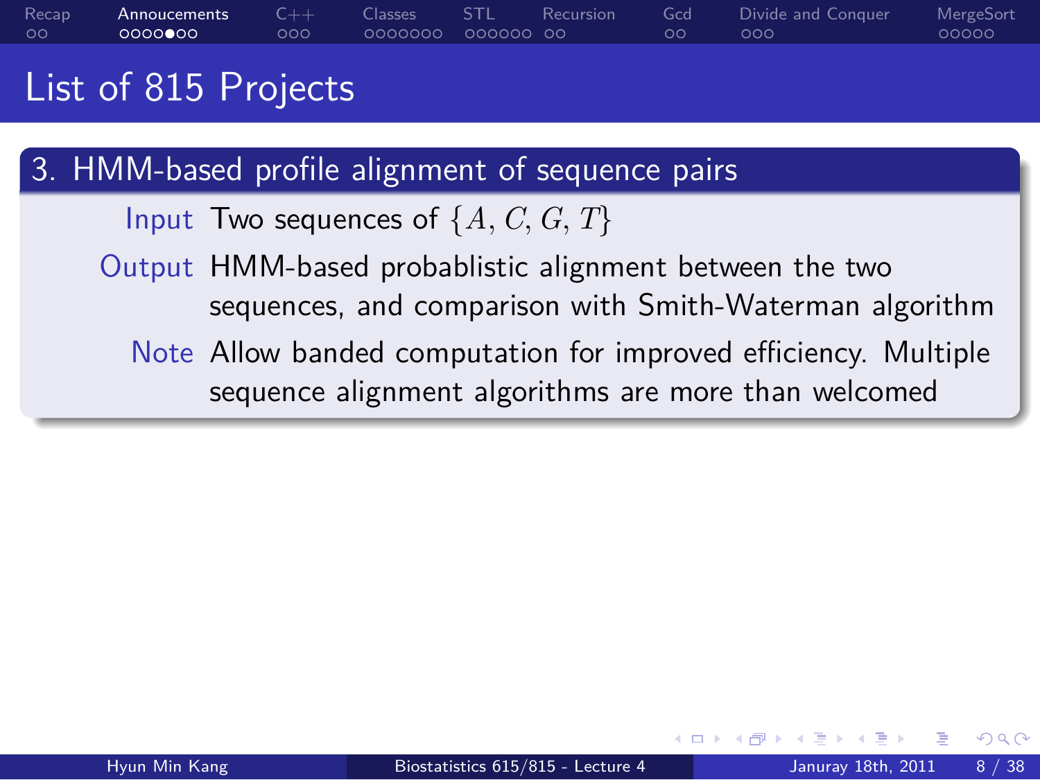# List of 815 Projects

## 3. HMM-based profile alignment of sequence pairs

**Input** Two sequences of $\{A, C, G, T\}$

**Output** HMM-based probablistic alignment between the two sequences, and comparison with Smith-Waterman algorithm

**Note** Allow banded computation for improved efficiency. Multiple sequence alignment algorithms are more than welcomed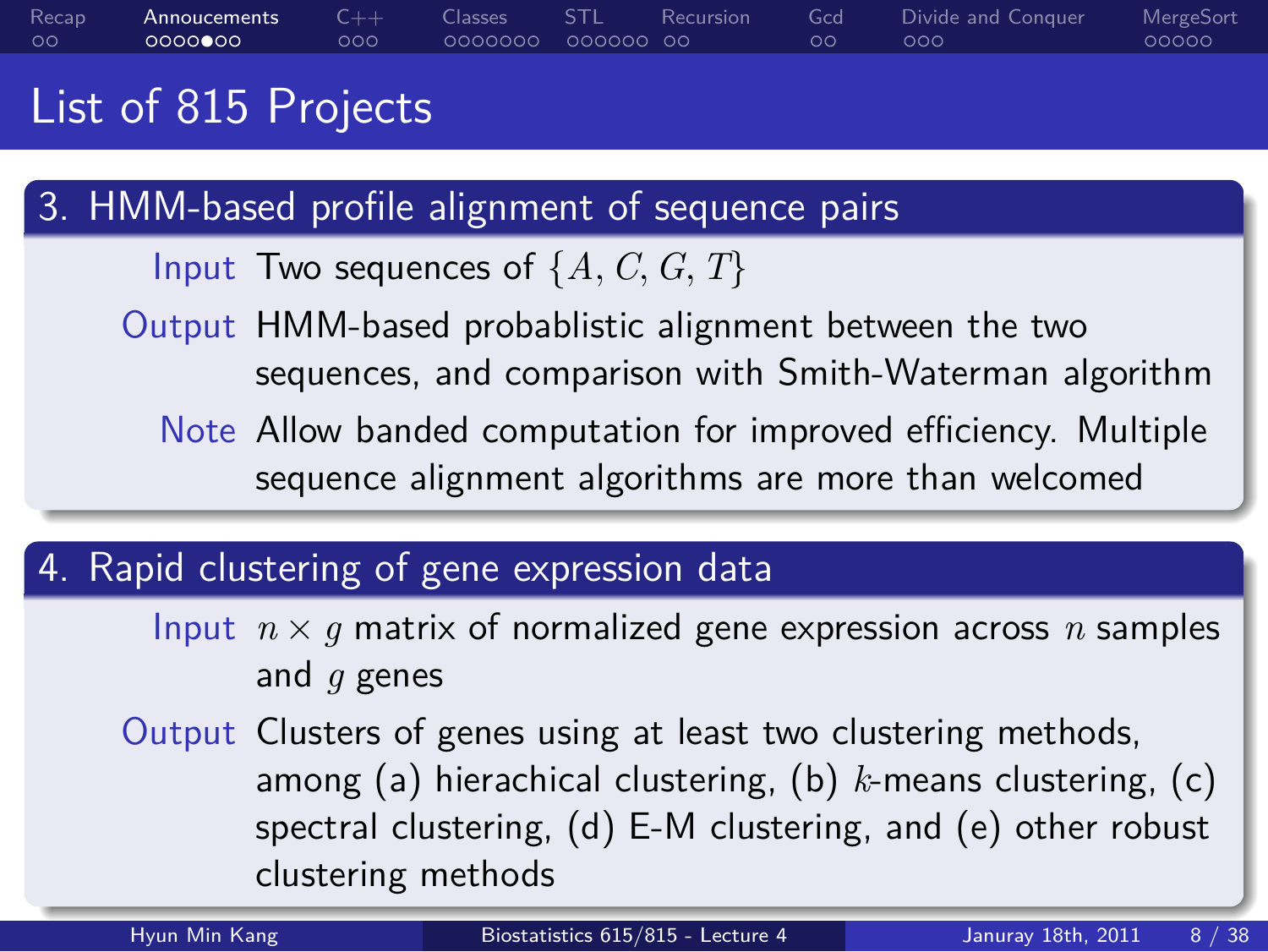# List of 815 Projects

## 3. HMM-based profile alignment of sequence pairs

**Input** Two sequences of $\{A, C, G, T\}$

**Output** HMM-based probablistic alignment between the two sequences, and comparison with Smith-Waterman algorithm

**Note** Allow banded computation for improved efficiency. Multiple sequence alignment algorithms are more than welcomed

## 4. Rapid clustering of gene expression data

**Input** $n \times g$ matrix of normalized gene expression across $n$ samples and $g$ genes

**Output** Clusters of genes using at least two clustering methods, among (a) hierachical clustering, (b) $k$-means clustering, (c) spectral clustering, (d) E-M clustering, and (e) other robust clustering methods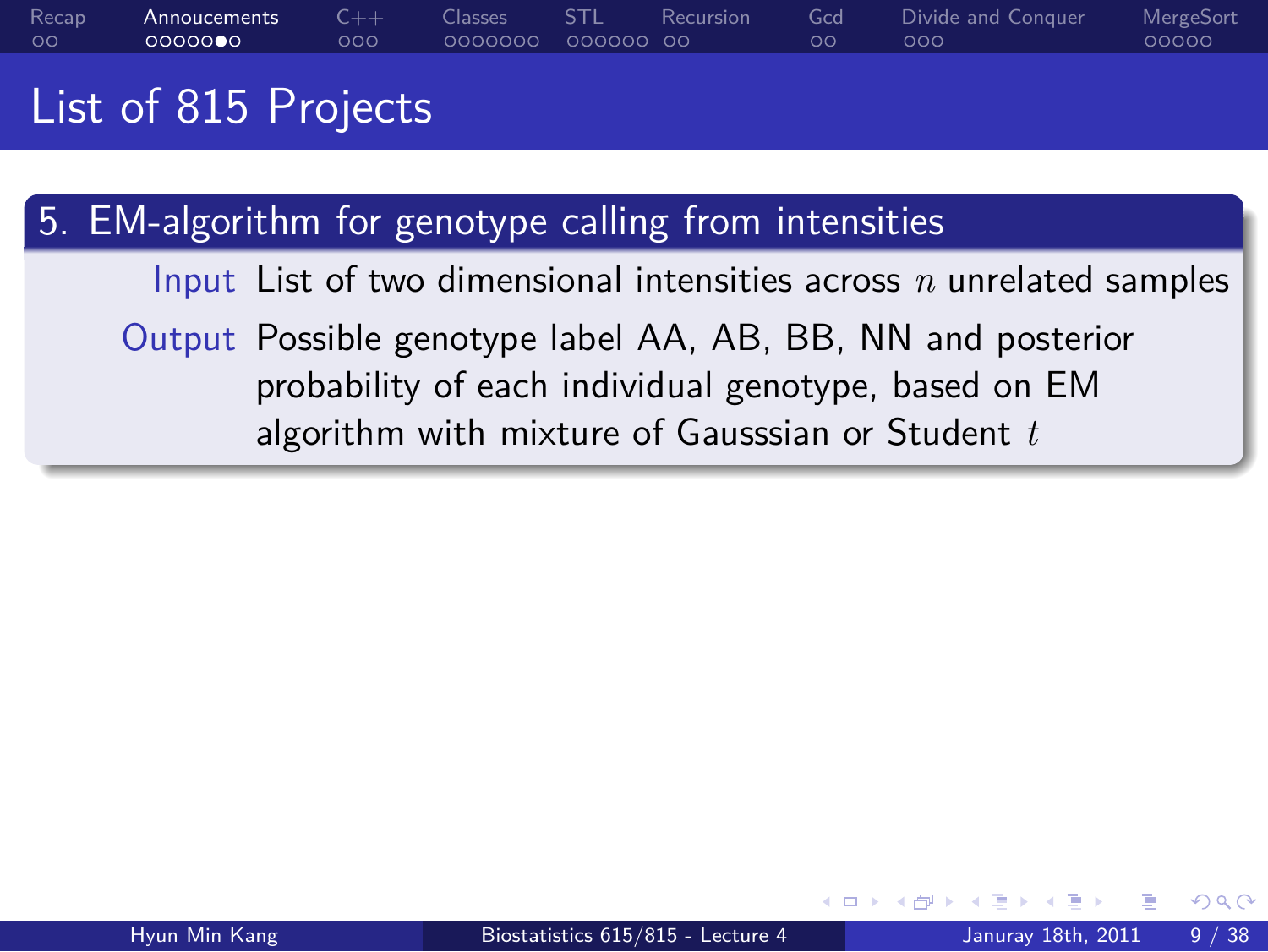# List of 815 Projects

## 5. EM-algorithm for genotype calling from intensities

**Input** List of two dimensional intensities across $n$ unrelated samples

**Output** Possible genotype label AA, AB, BB, NN and posterior probability of each individual genotype, based on EM algorithm with mixture of Gausssian or Student $t$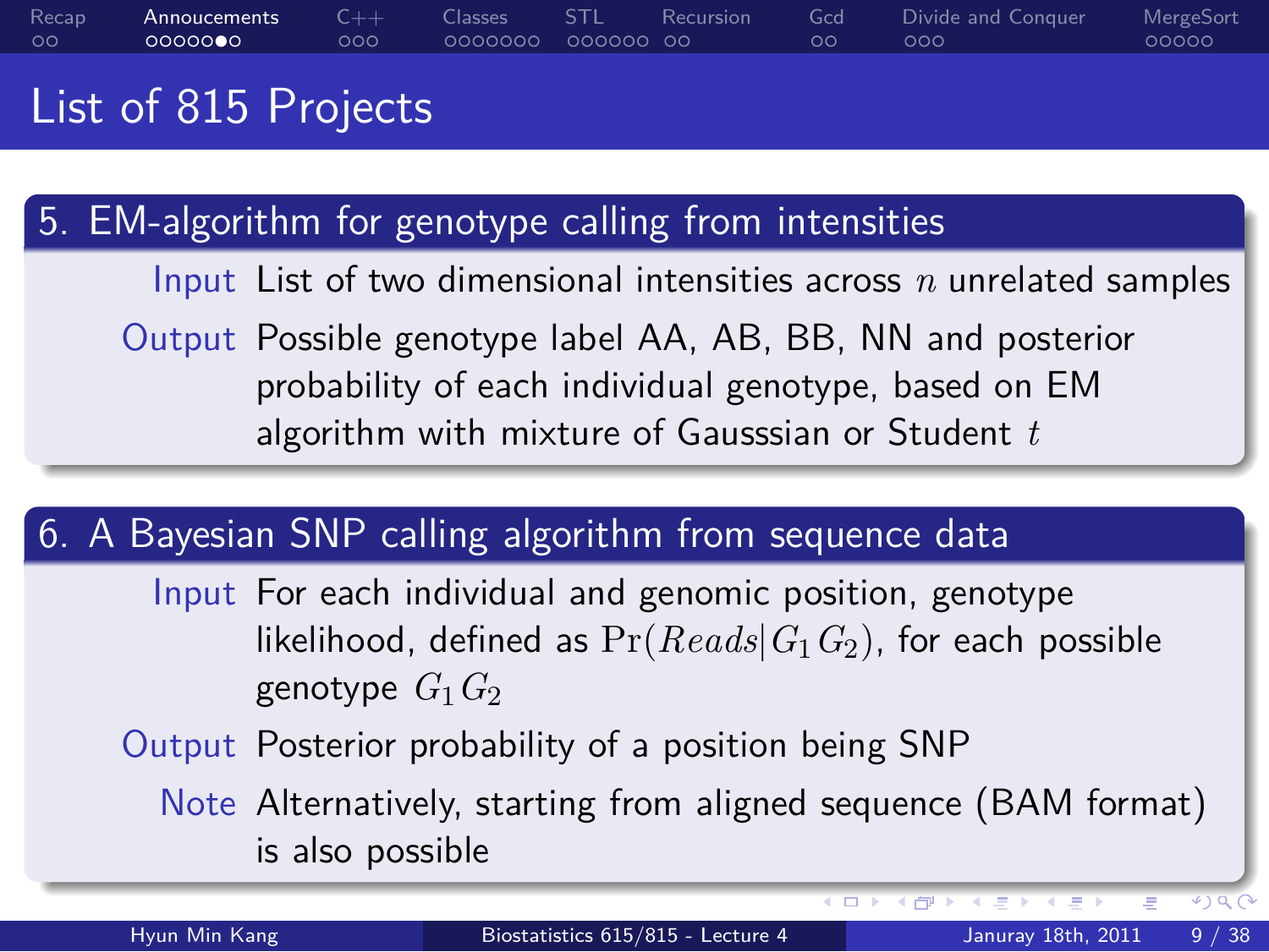# List of 815 Projects

## 5. EM-algorithm for genotype calling from intensities

**Input** List of two dimensional intensities across $n$ unrelated samples

**Output** Possible genotype label AA, AB, BB, NN and posterior probability of each individual genotype, based on EM algorithm with mixture of Gausssian or Student $t$

## 6. A Bayesian SNP calling algorithm from sequence data

**Input** For each individual and genomic position, genotype likelihood, defined as $\Pr(Reads|G_1 G_2)$, for each possible genotype $G_1 G_2$

**Output** Posterior probability of a position being SNP

**Note** Alternatively, starting from aligned sequence (BAM format) is also possible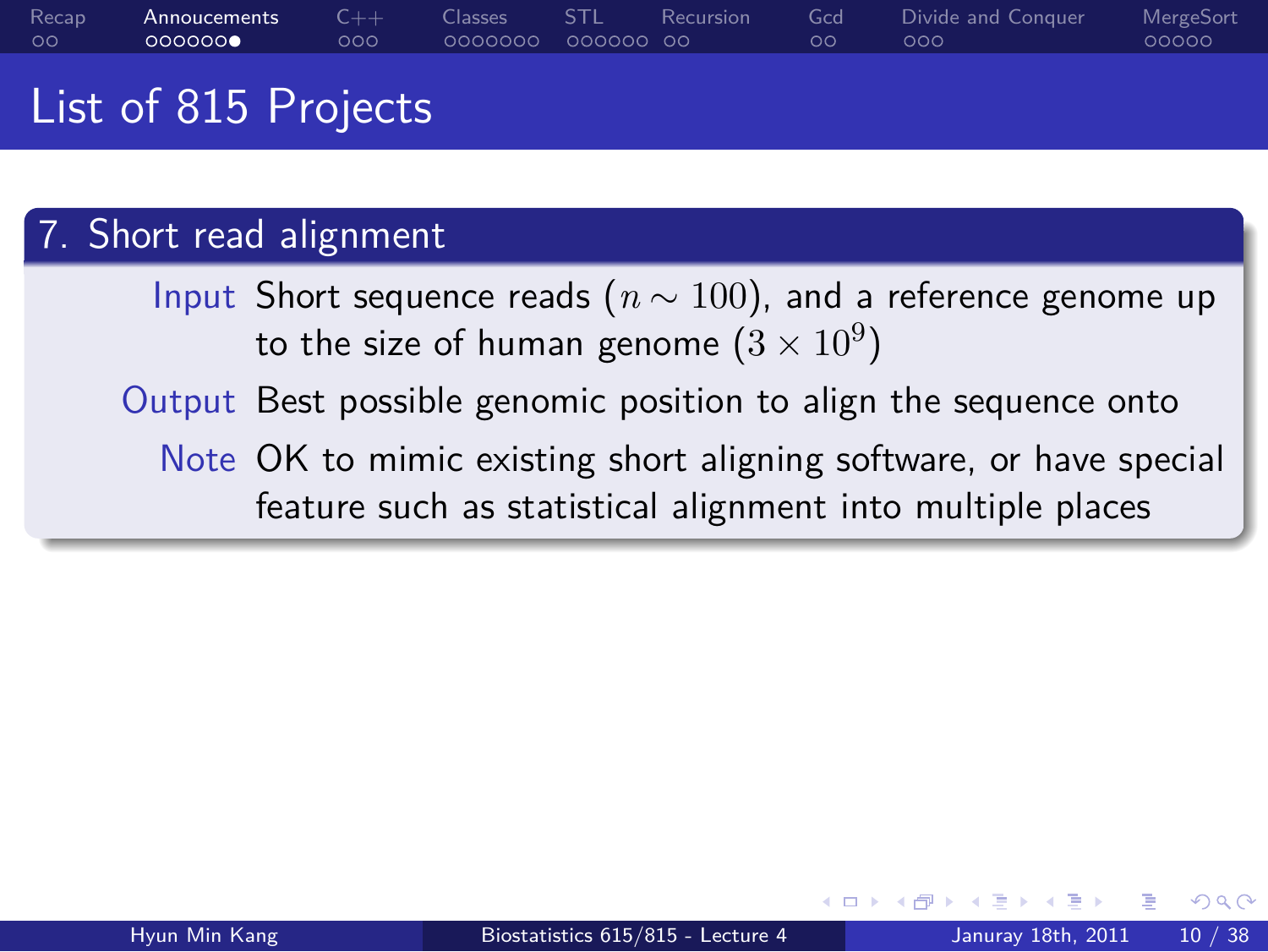# List of 815 Projects

## 7. Short read alignment

**Input** Short sequence reads ($n \sim 100$), and a reference genome up to the size of human genome ($3 \times 10^9$)

**Output** Best possible genomic position to align the sequence onto

**Note** OK to mimic existing short aligning software, or have special feature such as statistical alignment into multiple places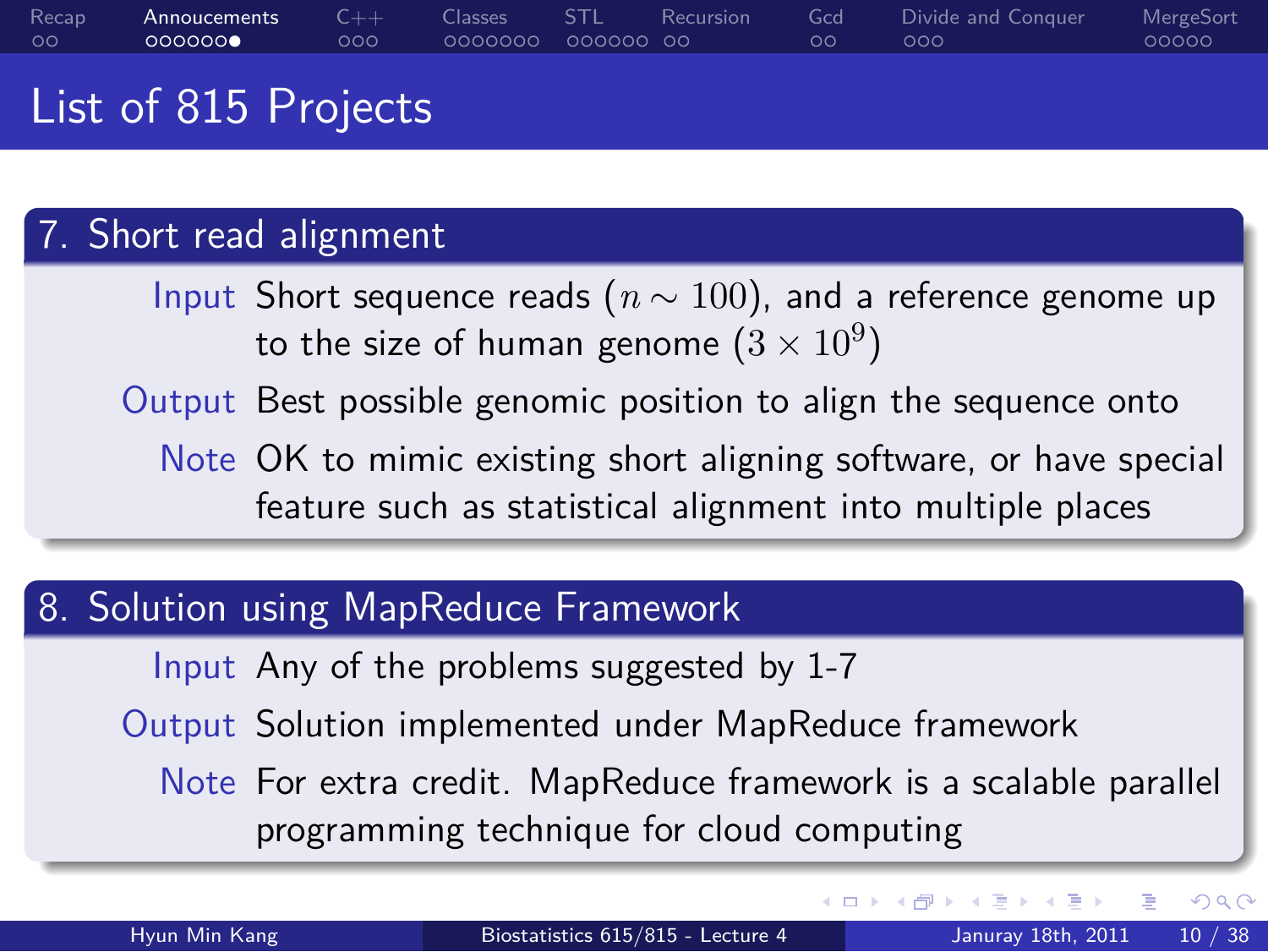# List of 815 Projects

## 7. Short read alignment

**Input** Short sequence reads ($n \sim 100$), and a reference genome up to the size of human genome ($3 \times 10^9$)

**Output** Best possible genomic position to align the sequence onto

**Note** OK to mimic existing short aligning software, or have special feature such as statistical alignment into multiple places

## 8. Solution using MapReduce Framework

**Input** Any of the problems suggested by 1-7

**Output** Solution implemented under MapReduce framework

**Note** For extra credit. MapReduce framework is a scalable parallel programming technique for cloud computing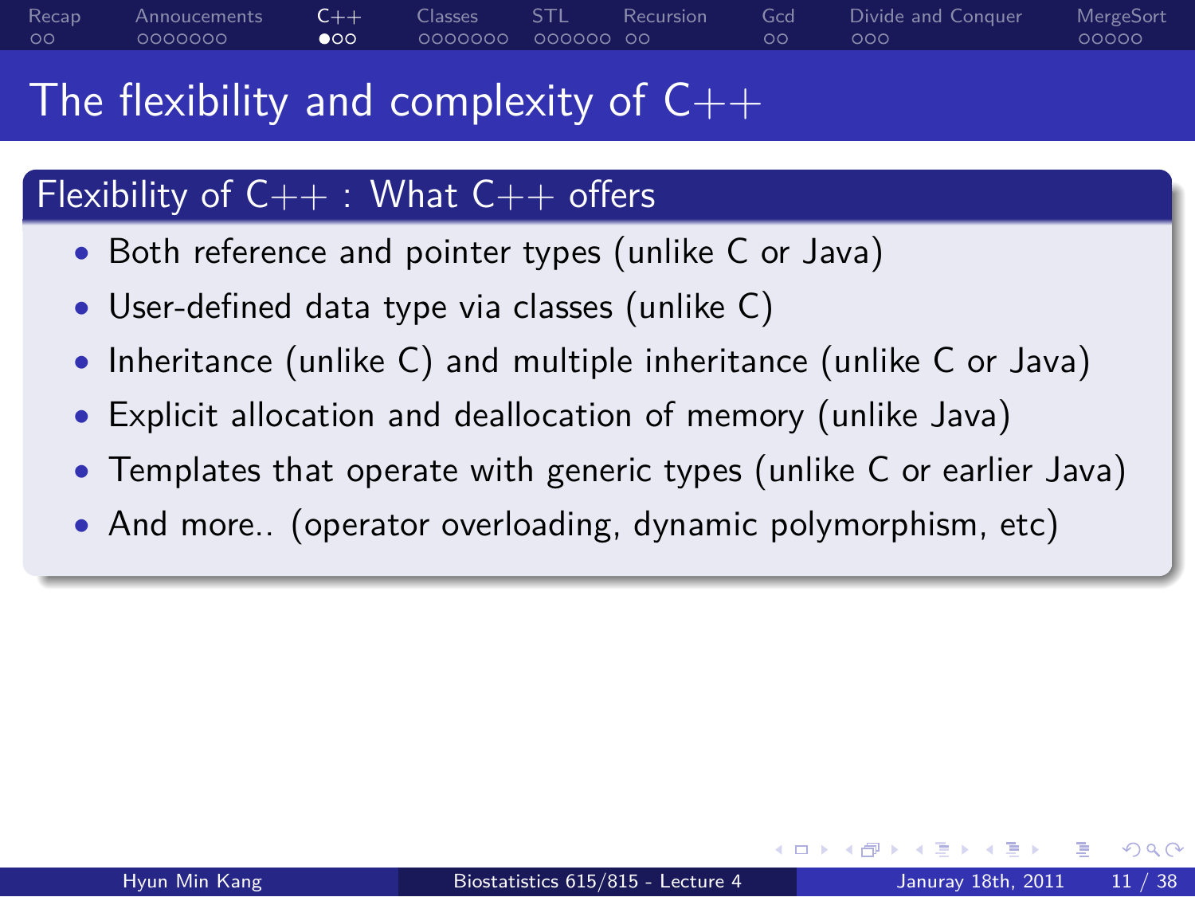# The flexibility and complexity of C++

## Flexibility of C++ : What C++ offers

- Both reference and pointer types (unlike C or Java)
- User-defined data type via classes (unlike C)
- Inheritance (unlike C) and multiple inheritance (unlike C or Java)
- Explicit allocation and deallocation of memory (unlike Java)
- Templates that operate with generic types (unlike C or earlier Java)
- And more.. (operator overloading, dynamic polymorphism, etc)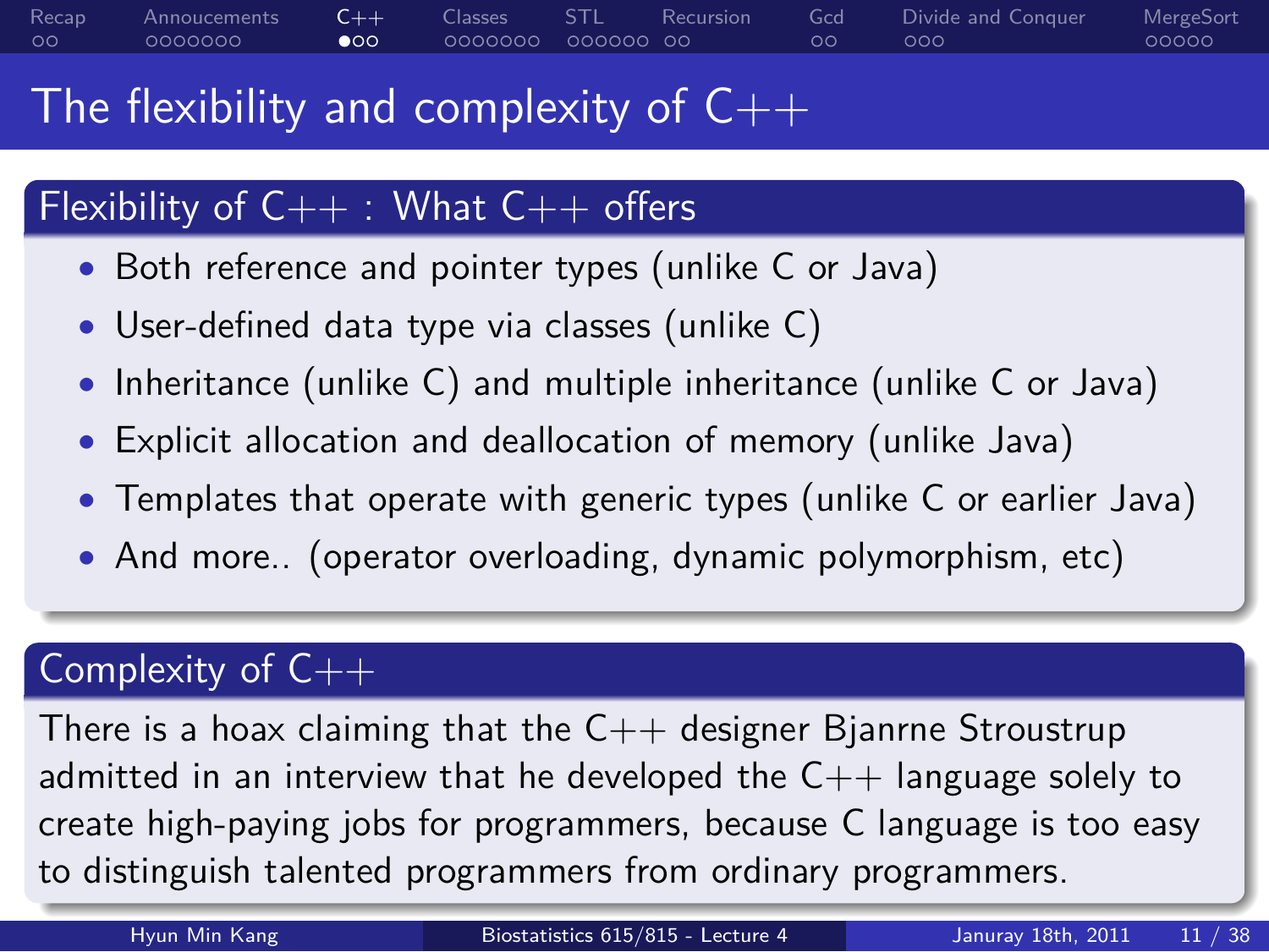# The flexibility and complexity of C++

## Flexibility of C++ : What C++ offers

- Both reference and pointer types (unlike C or Java)
- User-defined data type via classes (unlike C)
- Inheritance (unlike C) and multiple inheritance (unlike C or Java)
- Explicit allocation and deallocation of memory (unlike Java)
- Templates that operate with generic types (unlike C or earlier Java)
- And more.. (operator overloading, dynamic polymorphism, etc)

## Complexity of C++

There is a hoax claiming that the C++ designer Bjanrne Stroustrup admitted in an interview that he developed the C++ language solely to create high-paying jobs for programmers, because C language is too easy to distinguish talented programmers from ordinary programmers.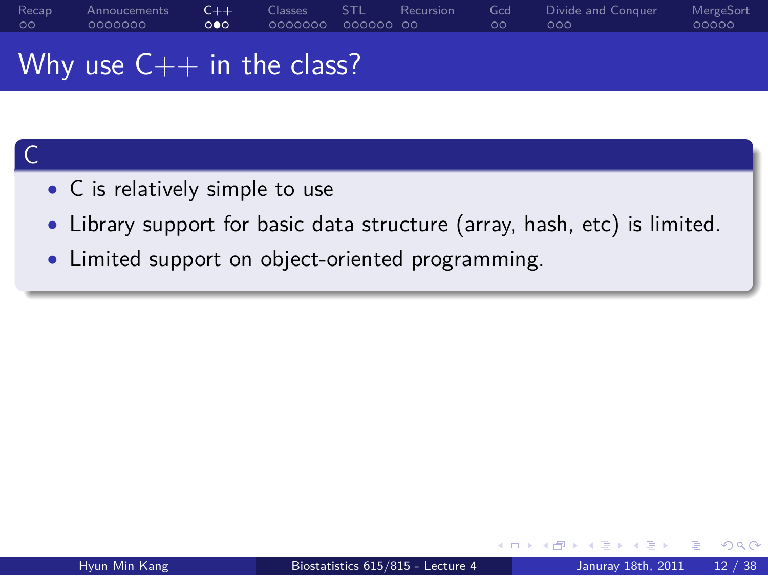# Why use C++ in the class?

## C

- C is relatively simple to use
- Library support for basic data structure (array, hash, etc) is limited.
- Limited support on object-oriented programming.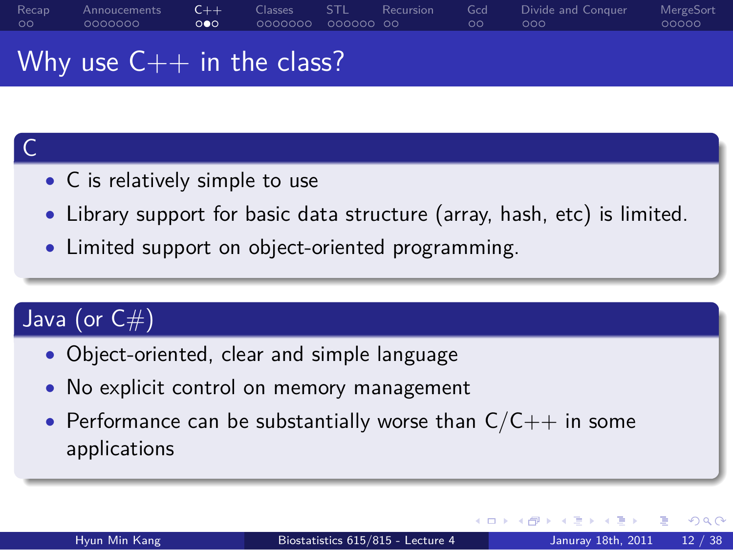# Why use C++ in the class?

## C

- C is relatively simple to use
- Library support for basic data structure (array, hash, etc) is limited.
- Limited support on object-oriented programming.

## Java (or C#)

- Object-oriented, clear and simple language
- No explicit control on memory management
- Performance can be substantially worse than C/C++ in some applications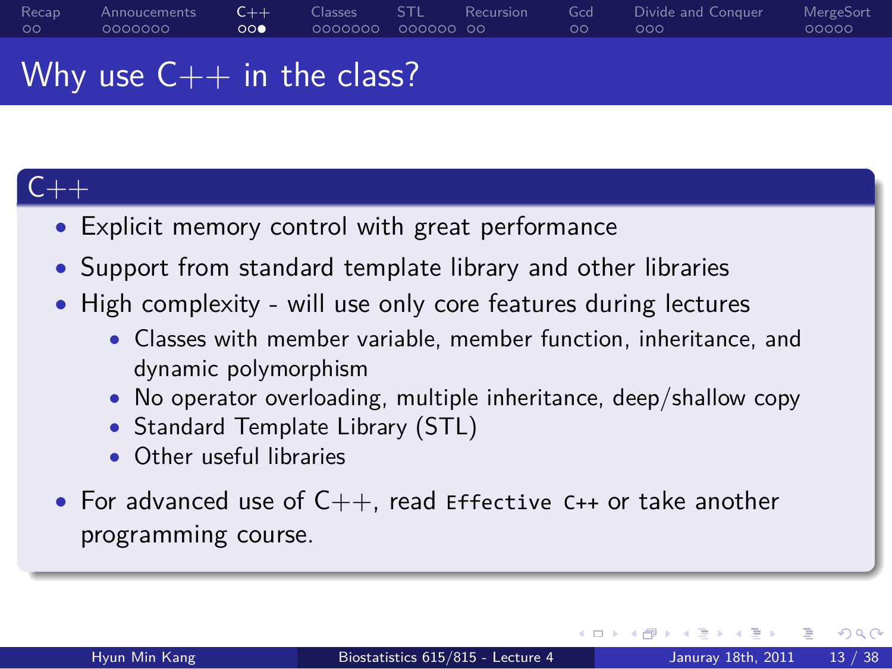# Why use C++ in the class?

## C++

- Explicit memory control with great performance
- Support from standard template library and other libraries
- High complexity - will use only core features during lectures
  - Classes with member variable, member function, inheritance, and dynamic polymorphism
  - No operator overloading, multiple inheritance, deep/shallow copy
  - Standard Template Library (STL)
  - Other useful libraries
- For advanced use of C++, read `Effective C++` or take another programming course.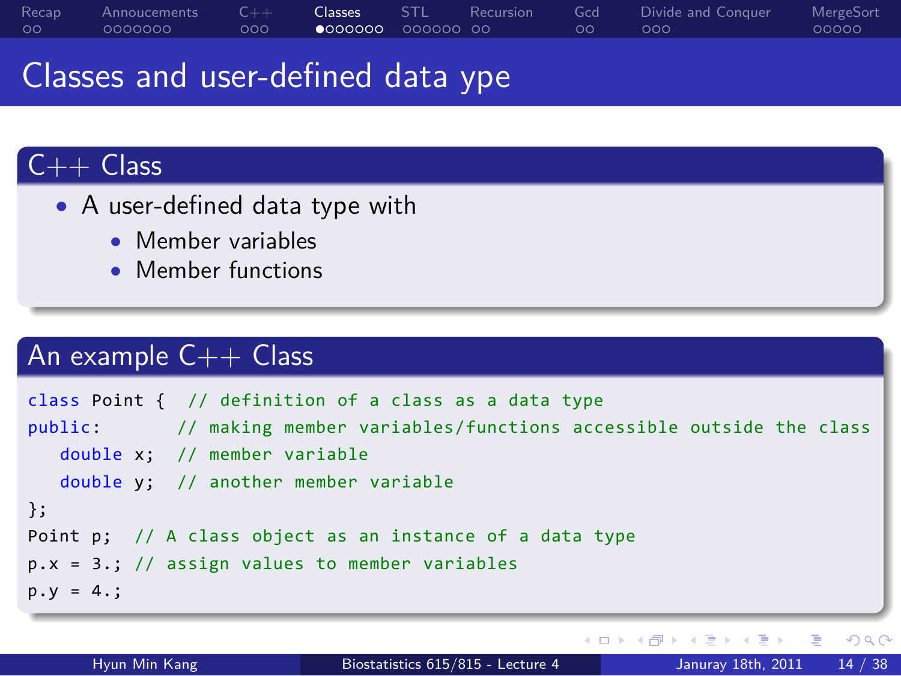# Classes and user-defined data ype

## C++ Class

- A user-defined data type with
  - Member variables
  - Member functions

## An example C++ Class

```
class Point {  // definition of a class as a data type
public:       // making member variables/functions accessible outside the class
   double x;  // member variable
   double y;  // another member variable
};
Point p;  // A class object as an instance of a data type
p.x = 3.; // assign values to member variables
p.y = 4.;
```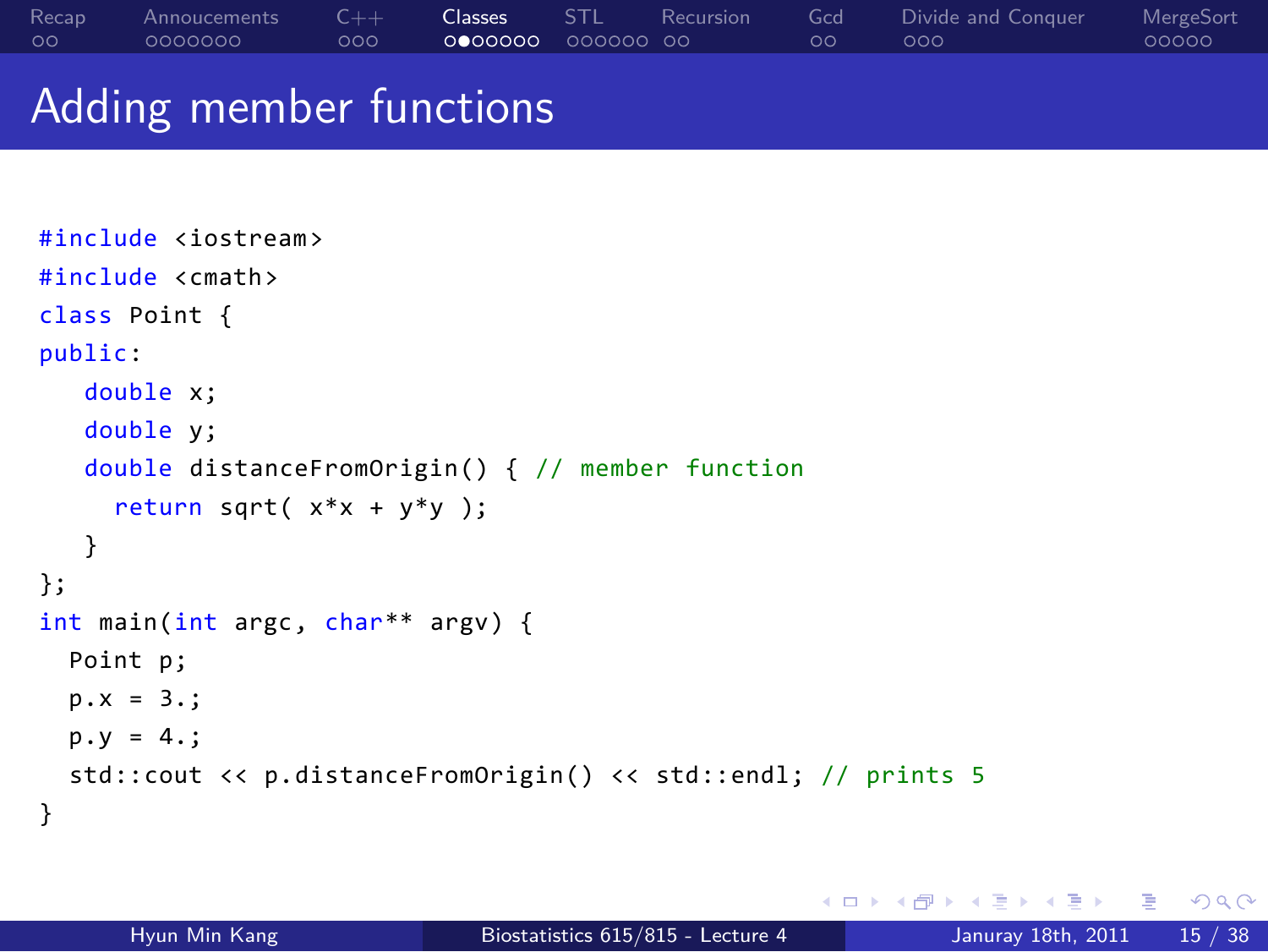# Adding member functions

```
#include <iostream>
#include <cmath>
class Point {
public:
   double x;
   double y;
   double distanceFromOrigin() { // member function
     return sqrt( x*x + y*y );
   }
};
int main(int argc, char** argv) {
  Point p;
  p.x = 3.;
  p.y = 4.;
  std::cout << p.distanceFromOrigin() << std::endl; // prints 5
}
```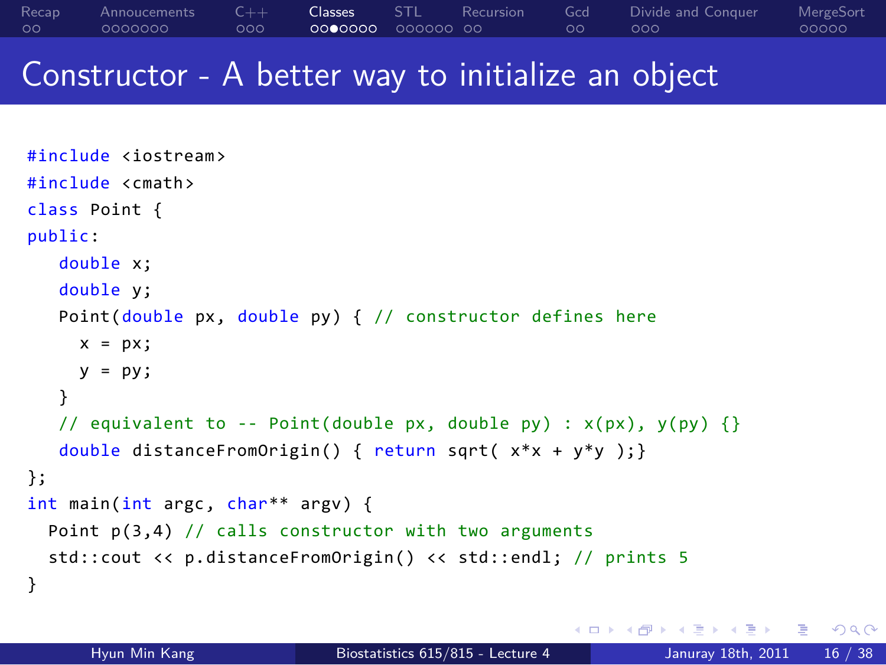# Constructor - A better way to initialize an object

```cpp
#include <iostream>
#include <cmath>
class Point {
public:
   double x;
   double y;
   Point(double px, double py) { // constructor defines here
     x = px;
     y = py;
   }
   // equivalent to -- Point(double px, double py) : x(px), y(py) {}
   double distanceFromOrigin() { return sqrt( x*x + y*y );}
};
int main(int argc, char** argv) {
  Point p(3,4) // calls constructor with two arguments
  std::cout << p.distanceFromOrigin() << std::endl; // prints 5
}
```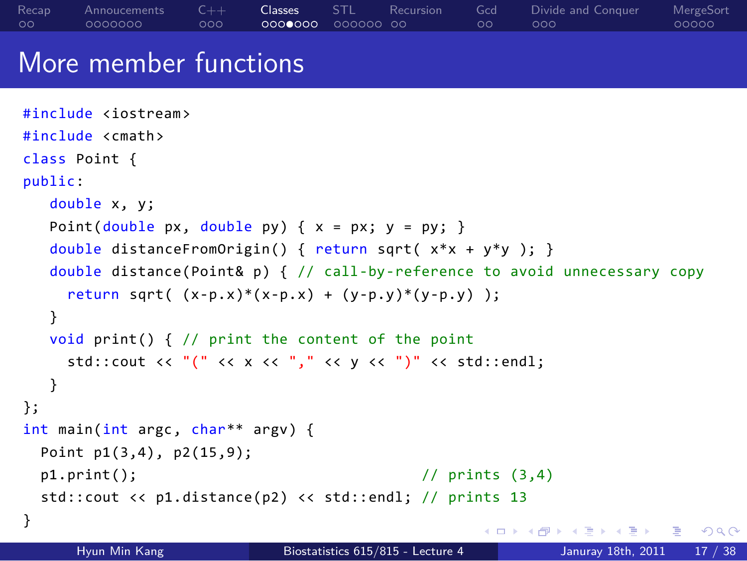# More member functions

```cpp
#include <iostream>
#include <cmath>
class Point {
public:
   double x, y;
   Point(double px, double py) { x = px; y = py; }
   double distanceFromOrigin() { return sqrt( x*x + y*y ); }
   double distance(Point& p) { // call-by-reference to avoid unnecessary copy
     return sqrt( (x-p.x)*(x-p.x) + (y-p.y)*(y-p.y) );
   }
   void print() { // print the content of the point
     std::cout << "(" << x << "," << y << ")" << std::endl;
   }
};
int main(int argc, char** argv) {
  Point p1(3,4), p2(15,9);
  p1.print();                                    // prints (3,4)
  std::cout << p1.distance(p2) << std::endl; // prints 13
}
```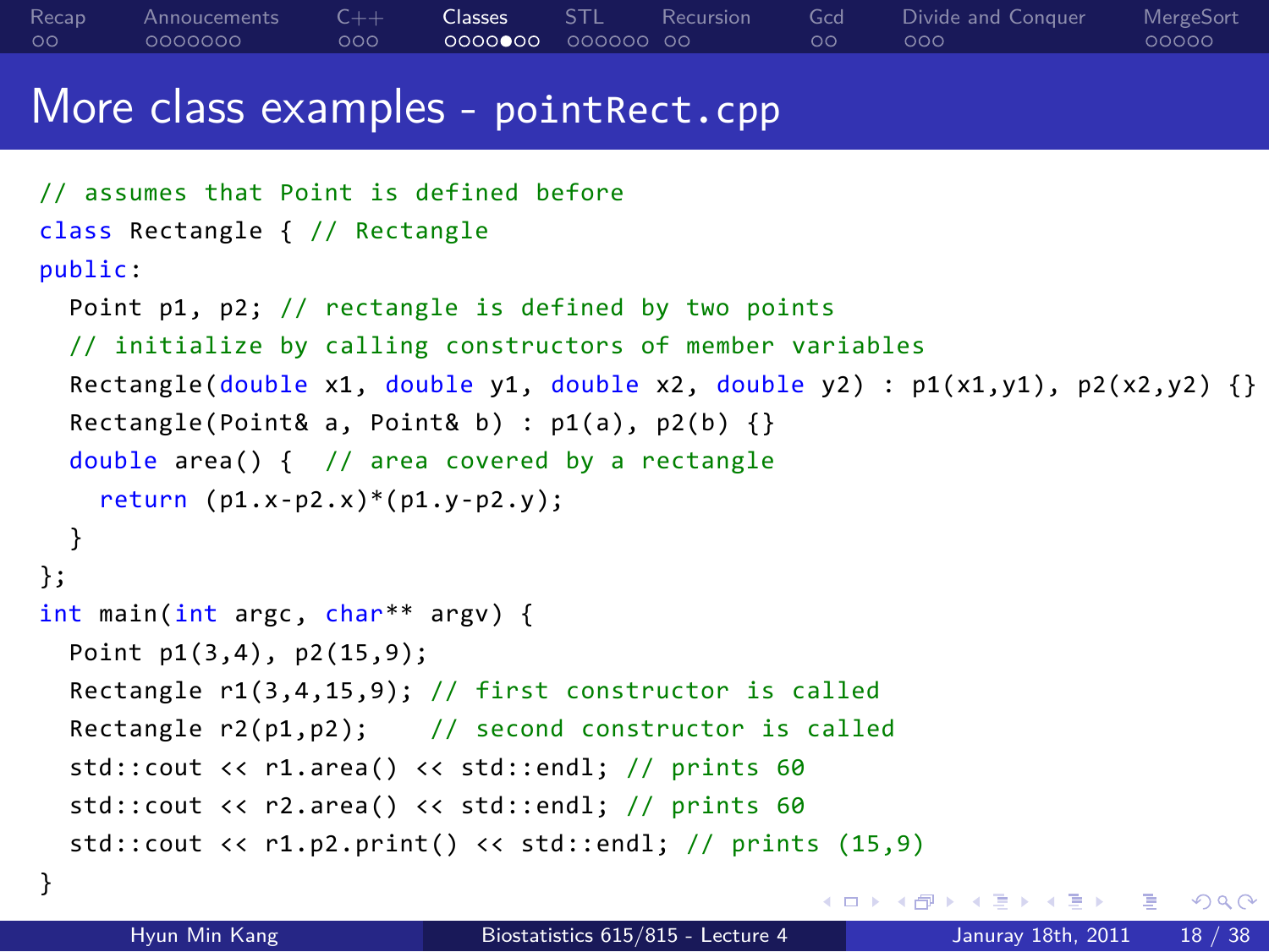# More class examples - pointRect.cpp

```cpp
// assumes that Point is defined before
class Rectangle { // Rectangle
public:
  Point p1, p2; // rectangle is defined by two points
  // initialize by calling constructors of member variables
  Rectangle(double x1, double y1, double x2, double y2) : p1(x1,y1), p2(x2,y2) {}
  Rectangle(Point& a, Point& b) : p1(a), p2(b) {}
  double area() {  // area covered by a rectangle
    return (p1.x-p2.x)*(p1.y-p2.y);
  }
};
int main(int argc, char** argv) {
  Point p1(3,4), p2(15,9);
  Rectangle r1(3,4,15,9); // first constructor is called
  Rectangle r2(p1,p2);    // second constructor is called
  std::cout << r1.area() << std::endl; // prints 60
  std::cout << r2.area() << std::endl; // prints 60
  std::cout << r1.p2.print() << std::endl; // prints (15,9)
}
```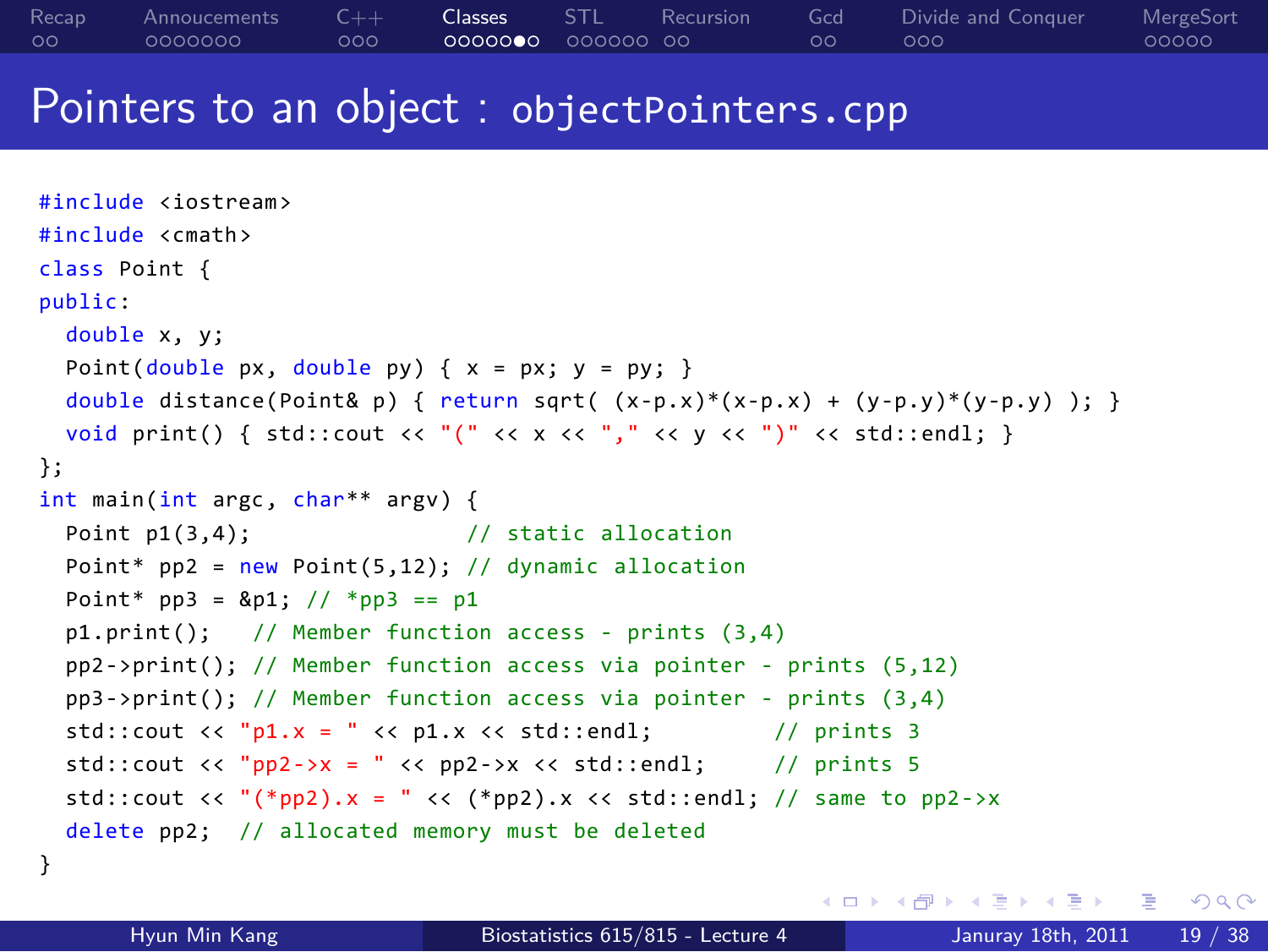# Pointers to an object : objectPointers.cpp

```
#include <iostream>
#include <cmath>
class Point {
public:
  double x, y;
  Point(double px, double py) { x = px; y = py; }
  double distance(Point& p) { return sqrt( (x-p.x)*(x-p.x) + (y-p.y)*(y-p.y) ); }
  void print() { std::cout << "(" << x << "," << y << ")" << std::endl; }
};
int main(int argc, char** argv) {
  Point p1(3,4);                // static allocation
  Point* pp2 = new Point(5,12); // dynamic allocation
  Point* pp3 = &p1; // *pp3 == p1
  p1.print();   // Member function access - prints (3,4)
  pp2->print(); // Member function access via pointer - prints (5,12)
  pp3->print(); // Member function access via pointer - prints (3,4)
  std::cout << "p1.x = " << p1.x << std::endl;         // prints 3
  std::cout << "pp2->x = " << pp2->x << std::endl;     // prints 5
  std::cout << "(*pp2).x = " << (*pp2).x << std::endl; // same to pp2->x
  delete pp2;  // allocated memory must be deleted
}
```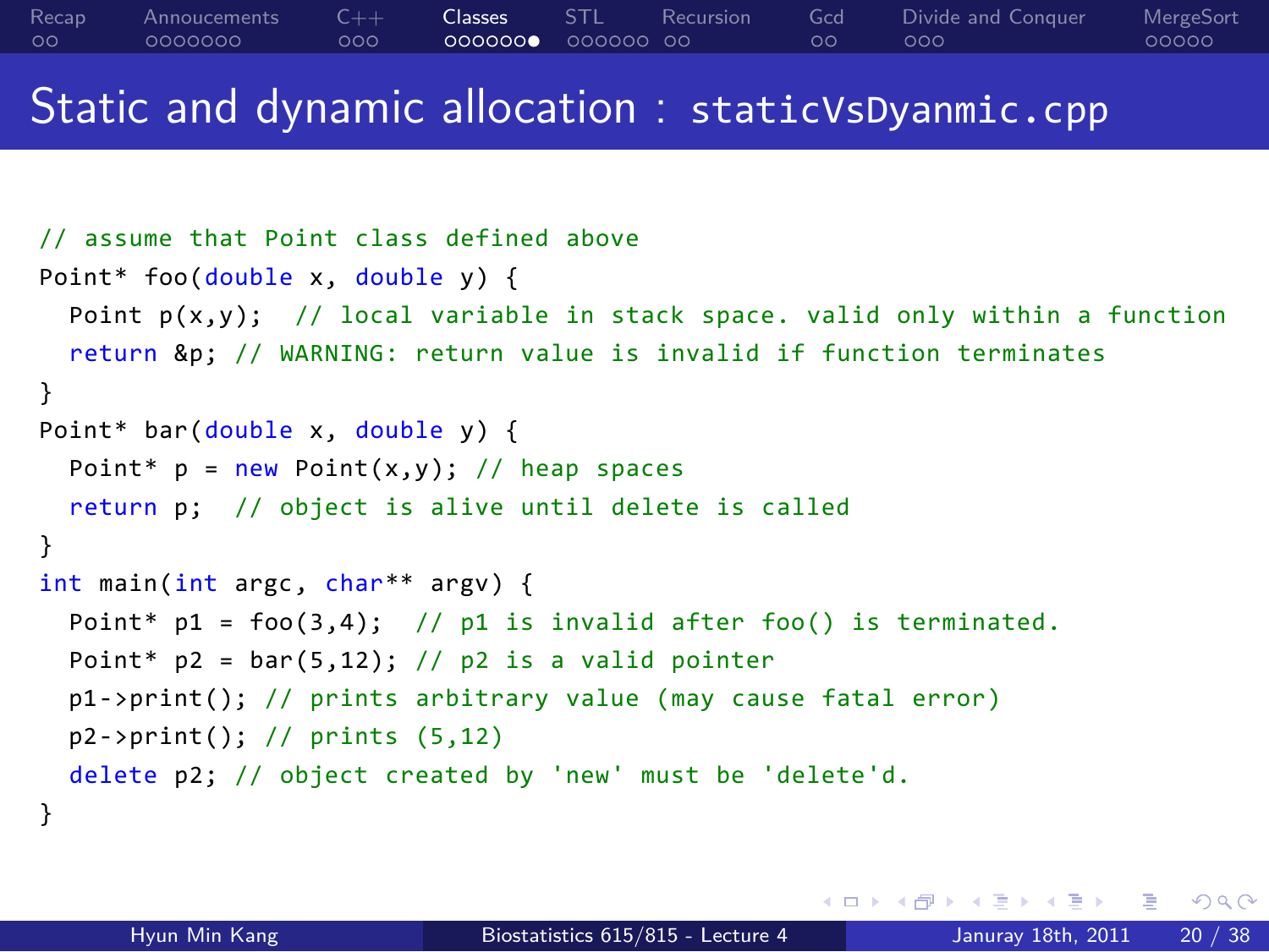# Static and dynamic allocation : staticVsDyanmic.cpp

```cpp
// assume that Point class defined above
Point* foo(double x, double y) {
  Point p(x,y);  // local variable in stack space. valid only within a function
  return &p; // WARNING: return value is invalid if function terminates
}
Point* bar(double x, double y) {
  Point* p = new Point(x,y); // heap spaces
  return p;  // object is alive until delete is called
}
int main(int argc, char** argv) {
  Point* p1 = foo(3,4);  // p1 is invalid after foo() is terminated.
  Point* p2 = bar(5,12); // p2 is a valid pointer
  p1->print(); // prints arbitrary value (may cause fatal error)
  p2->print(); // prints (5,12)
  delete p2; // object created by 'new' must be 'delete'd.
}
```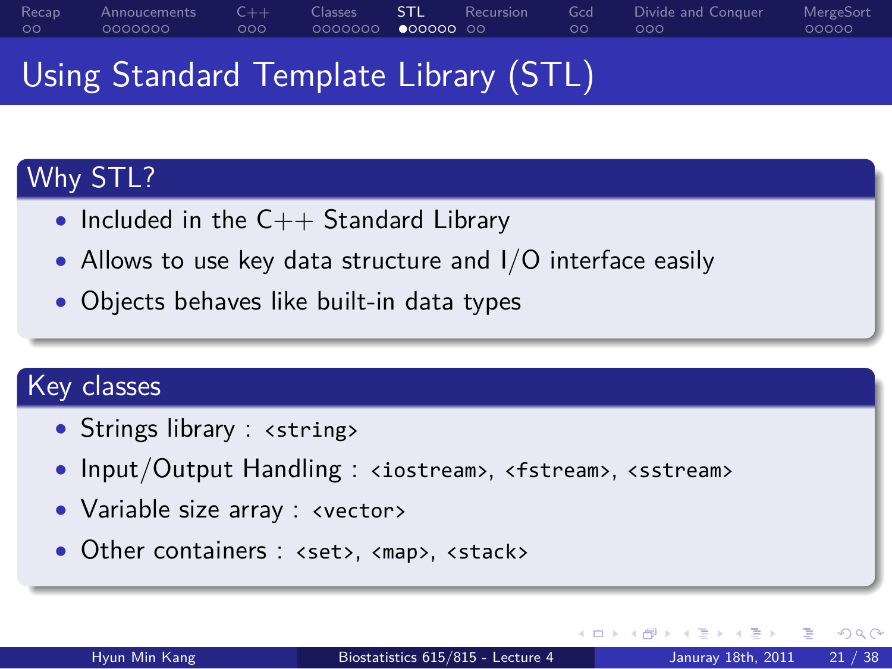# Using Standard Template Library (STL)

## Why STL?

- Included in the C++ Standard Library
- Allows to use key data structure and I/O interface easily
- Objects behaves like built-in data types

## Key classes

- Strings library : `<string>`
- Input/Output Handling : `<iostream>`, `<fstream>`, `<sstream>`
- Variable size array : `<vector>`
- Other containers : `<set>`, `<map>`, `<stack>`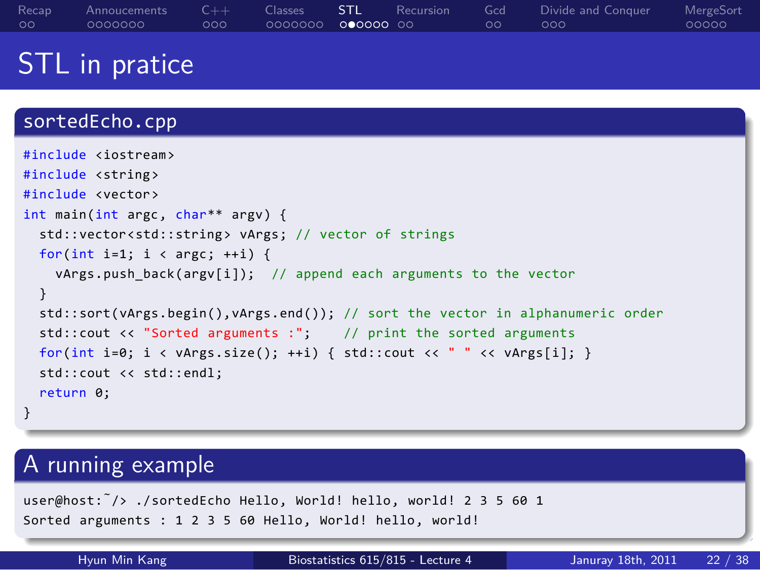# STL in pratice

## sortedEcho.cpp

```
#include <iostream>
#include <string>
#include <vector>
int main(int argc, char** argv) {
  std::vector<std::string> vArgs; // vector of strings
  for(int i=1; i < argc; ++i) {
    vArgs.push_back(argv[i]);  // append each arguments to the vector
  }
  std::sort(vArgs.begin(),vArgs.end()); // sort the vector in alphanumeric order
  std::cout << "Sorted arguments :";    // print the sorted arguments
  for(int i=0; i < vArgs.size(); ++i) { std::cout << " " << vArgs[i]; }
  std::cout << std::endl;
  return 0;
}
```

## A running example

```
user@host:~/> ./sortedEcho Hello, World! hello, world! 2 3 5 60 1
Sorted arguments : 1 2 3 5 60 Hello, World! hello, world!
```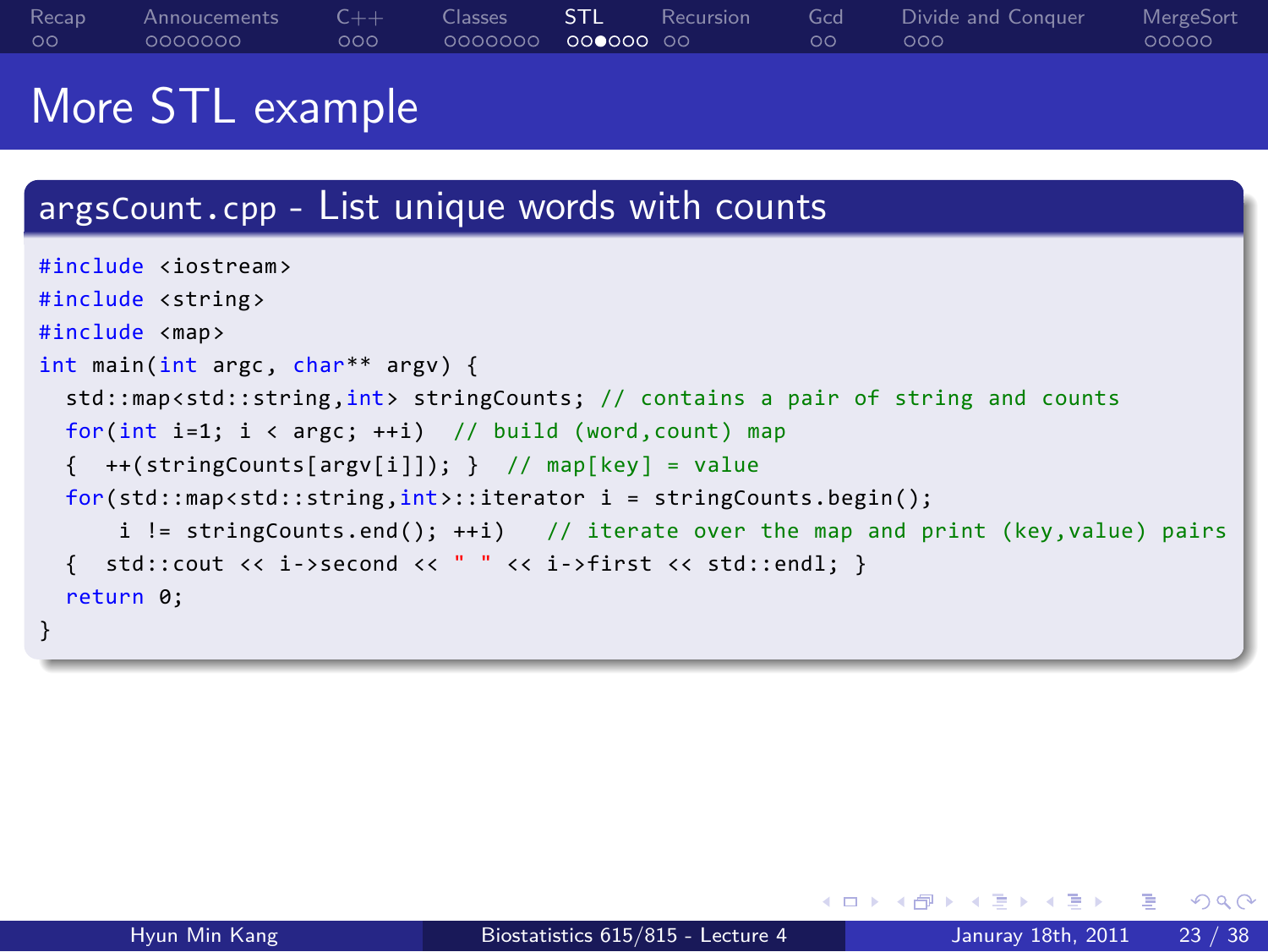# More STL example

## argsCount.cpp - List unique words with counts

```
#include <iostream>
#include <string>
#include <map>
int main(int argc, char** argv) {
  std::map<std::string,int> stringCounts; // contains a pair of string and counts
  for(int i=1; i < argc; ++i)  // build (word,count) map
  {  ++(stringCounts[argv[i]]); }  // map[key] = value
  for(std::map<std::string,int>::iterator i = stringCounts.begin();
      i != stringCounts.end(); ++i)   // iterate over the map and print (key,value) pairs
  {  std::cout << i->second << " " << i->first << std::endl; }
  return 0;
}
```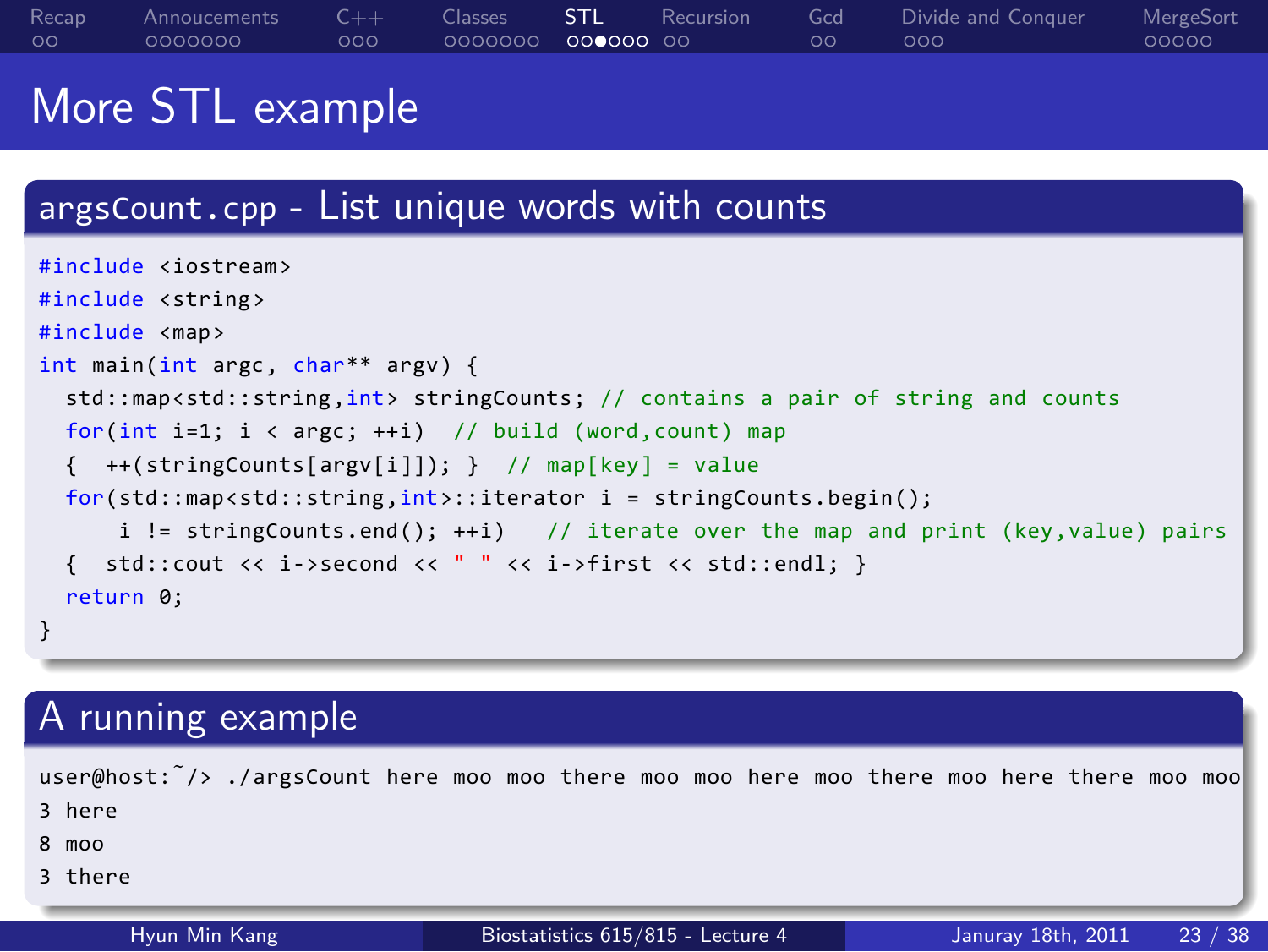# More STL example

## argsCount.cpp - List unique words with counts

```
#include <iostream>
#include <string>
#include <map>
int main(int argc, char** argv) {
  std::map<std::string,int> stringCounts; // contains a pair of string and counts
  for(int i=1; i < argc; ++i)  // build (word,count) map
  {  ++(stringCounts[argv[i]]); }  // map[key] = value
  for(std::map<std::string,int>::iterator i = stringCounts.begin();
      i != stringCounts.end(); ++i)   // iterate over the map and print (key,value) pairs
  {  std::cout << i->second << " " << i->first << std::endl; }
  return 0;
}
```

## A running example

```
user@host:~/> ./argsCount here moo moo there moo moo here moo there moo here there moo moo
3 here
8 moo
3 there
```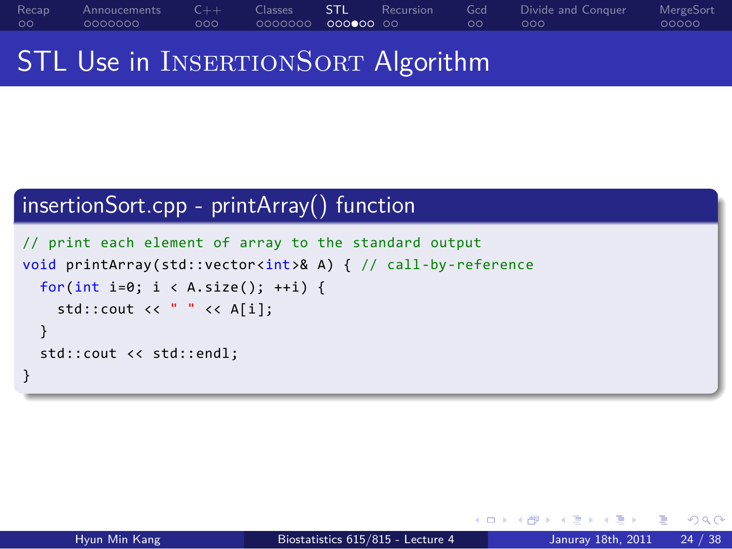# STL Use in InsertionSort Algorithm

## insertionSort.cpp - printArray() function

```
// print each element of array to the standard output
void printArray(std::vector<int>& A) { // call-by-reference
  for(int i=0; i < A.size(); ++i) {
    std::cout << " " << A[i];
  }
  std::cout << std::endl;
}
```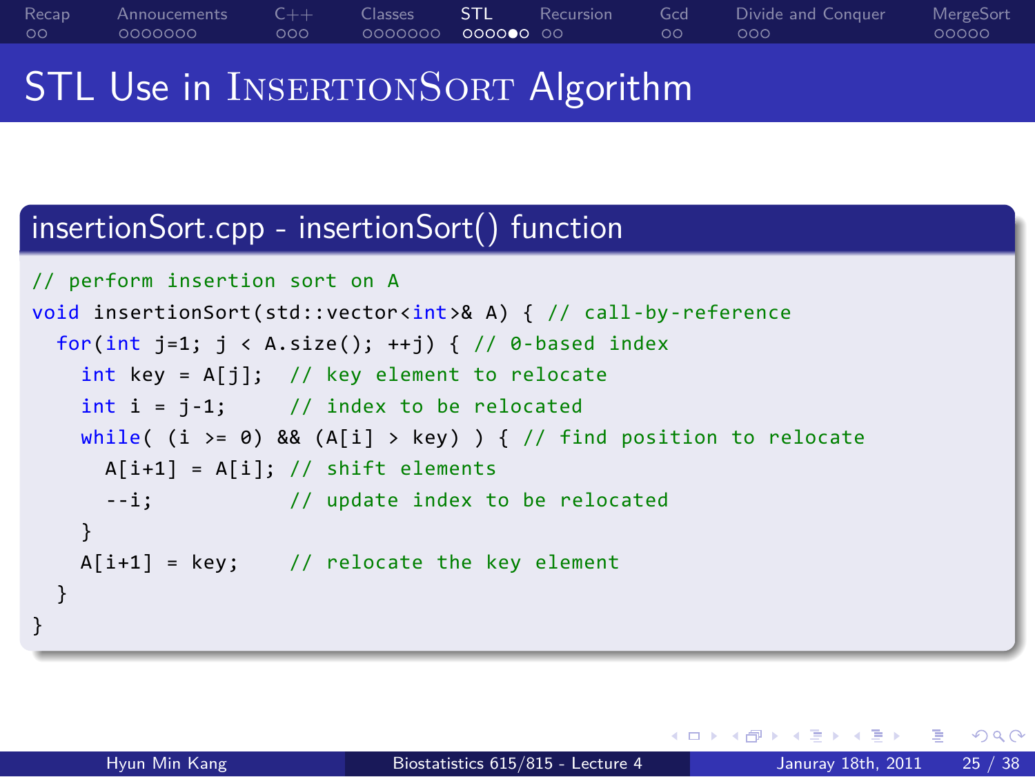# STL Use in InsertionSort Algorithm

## insertionSort.cpp - insertionSort() function

```
// perform insertion sort on A
void insertionSort(std::vector<int>& A) { // call-by-reference
  for(int j=1; j < A.size(); ++j) { // 0-based index
    int key = A[j];  // key element to relocate
    int i = j-1;     // index to be relocated
    while( (i >= 0) && (A[i] > key) ) { // find position to relocate
      A[i+1] = A[i]; // shift elements
      --i;           // update index to be relocated
    }
    A[i+1] = key;    // relocate the key element
  }
}
```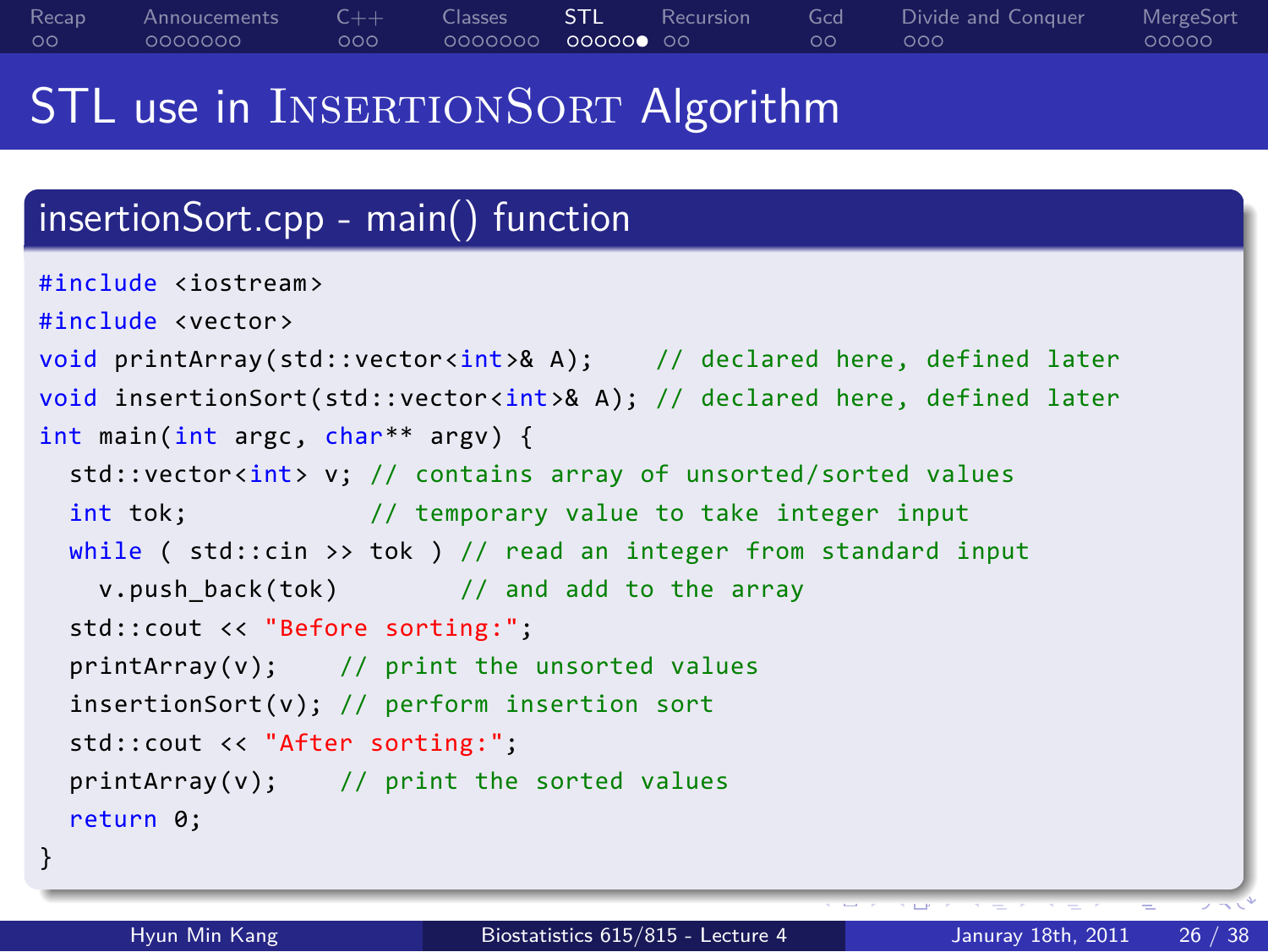# STL use in InsertionSort Algorithm

## insertionSort.cpp - main() function

```
#include <iostream>
#include <vector>
void printArray(std::vector<int>& A);    // declared here, defined later
void insertionSort(std::vector<int>& A); // declared here, defined later
int main(int argc, char** argv) {
  std::vector<int> v; // contains array of unsorted/sorted values
  int tok;            // temporary value to take integer input
  while ( std::cin >> tok ) // read an integer from standard input
    v.push_back(tok)        // and add to the array
  std::cout << "Before sorting:";
  printArray(v);    // print the unsorted values
  insertionSort(v); // perform insertion sort
  std::cout << "After sorting:";
  printArray(v);    // print the sorted values
  return 0;
}
```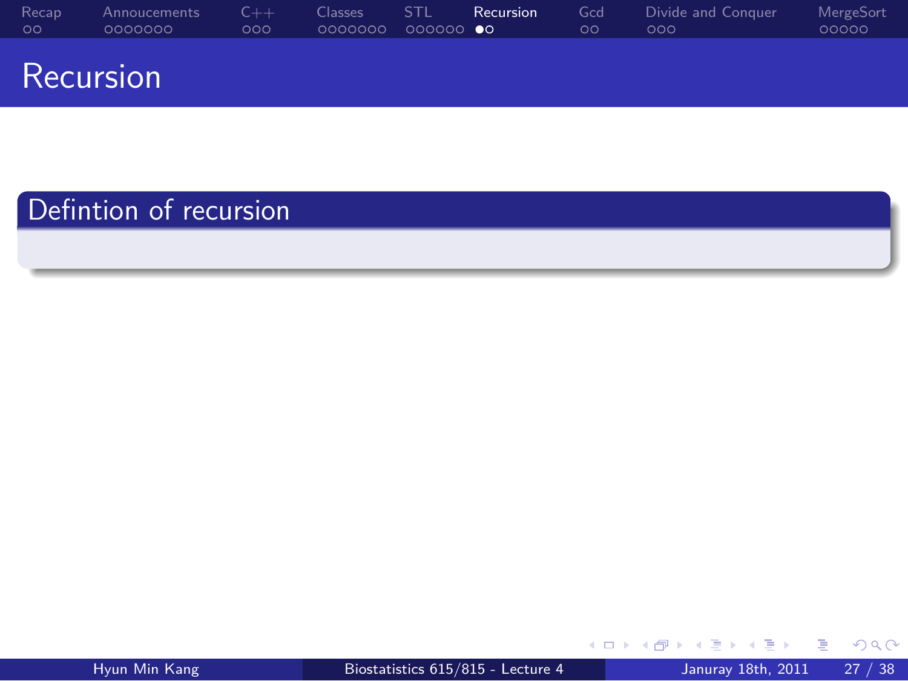# Recursion

## Defintion of recursion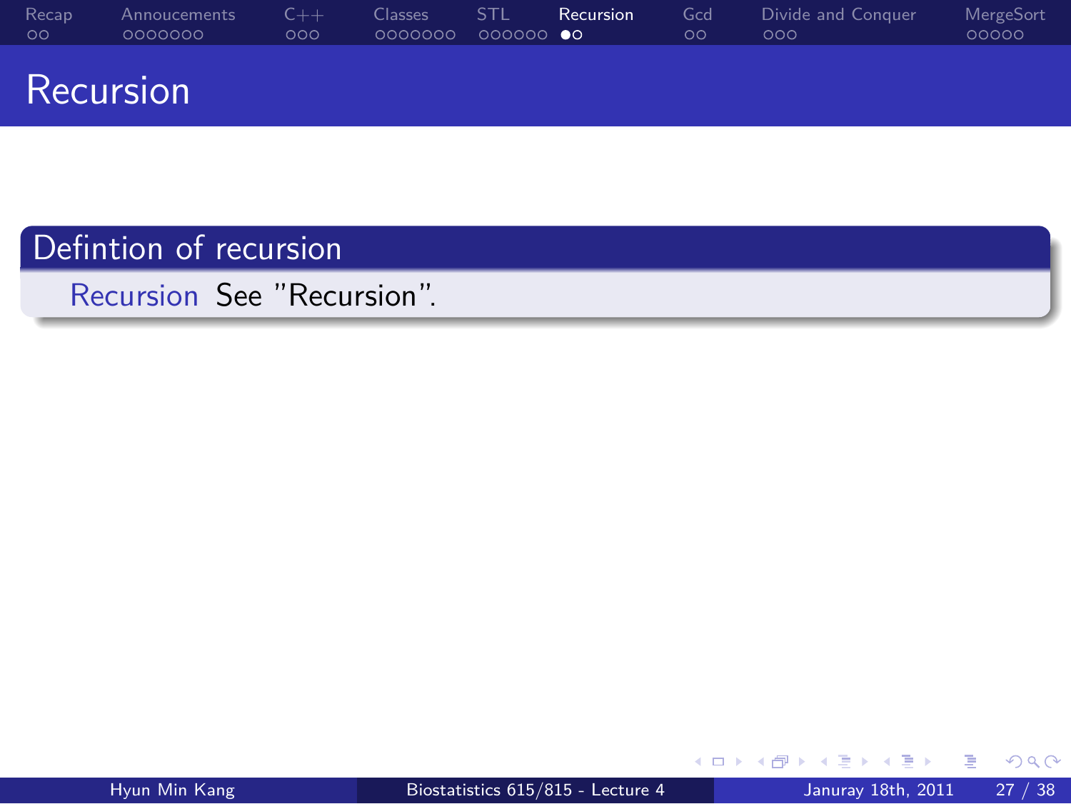# Recursion

## Defintion of recursion

**Recursion** See ”Recursion”.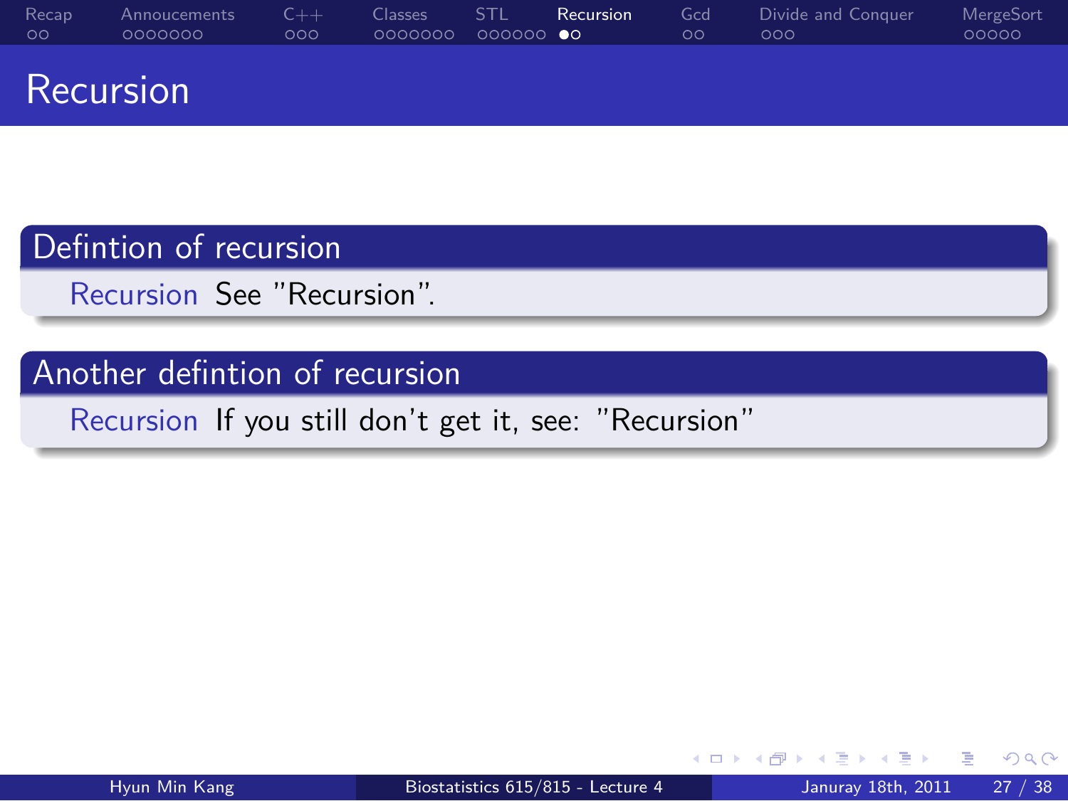# Recursion

## Defintion of recursion

Recursion See "Recursion".

## Another defintion of recursion

Recursion If you still don't get it, see: "Recursion"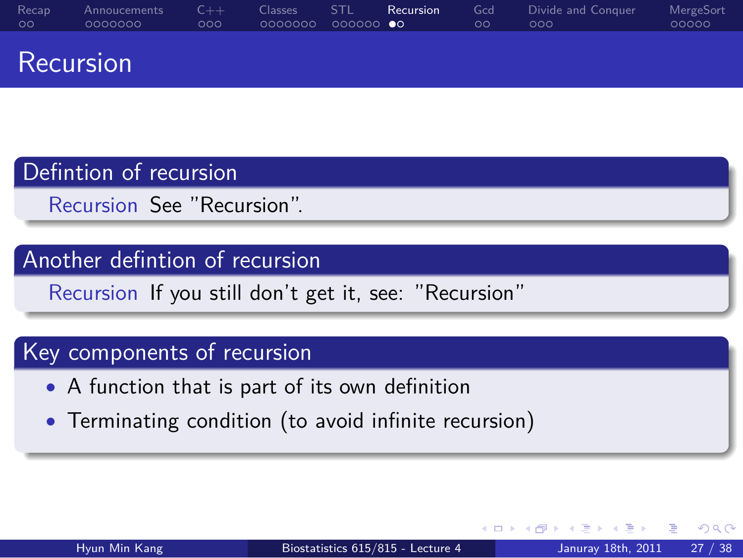# Recursion

## Defintion of recursion

Recursion See "Recursion".

## Another defintion of recursion

Recursion If you still don't get it, see: "Recursion"

## Key components of recursion

- A function that is part of its own definition
- Terminating condition (to avoid infinite recursion)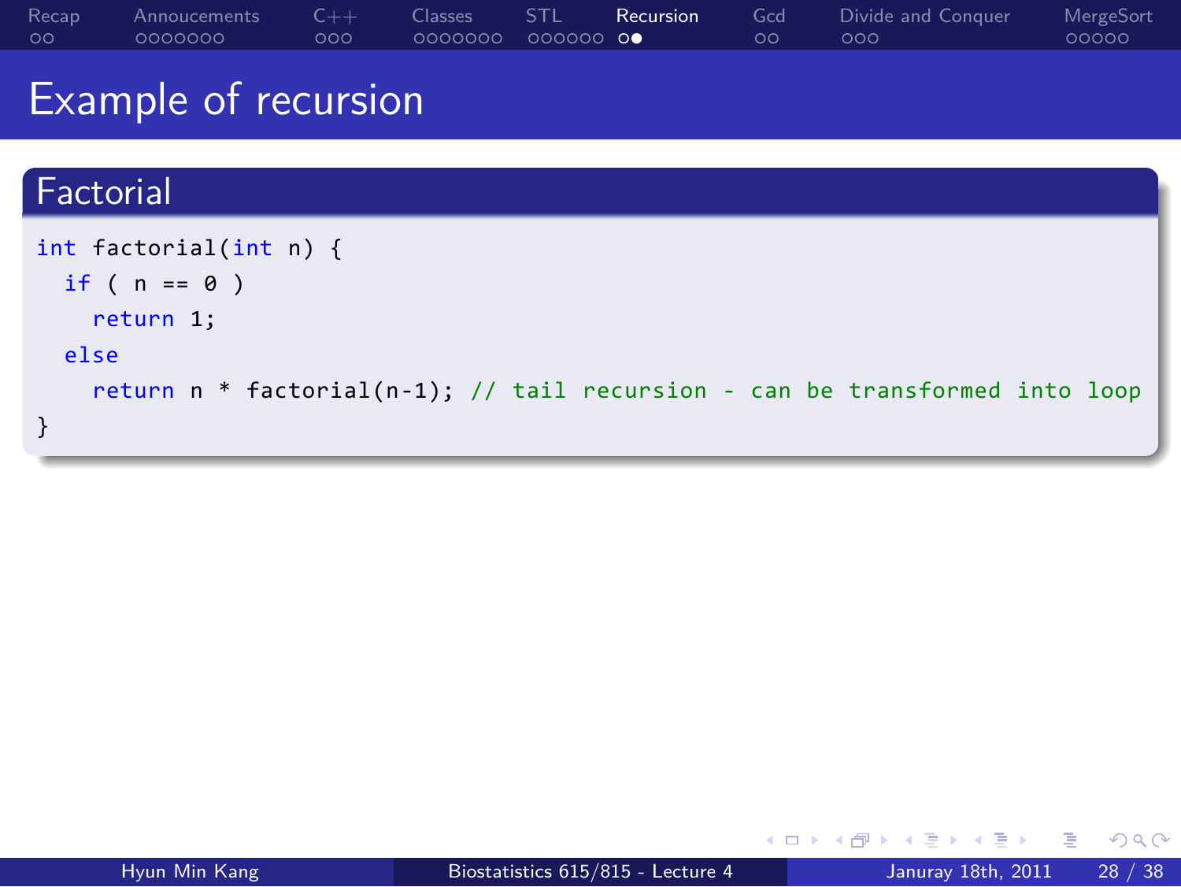# Example of recursion

## Factorial

```
int factorial(int n) {
  if ( n == 0 )
    return 1;
  else
    return n * factorial(n-1); // tail recursion - can be transformed into loop
}
```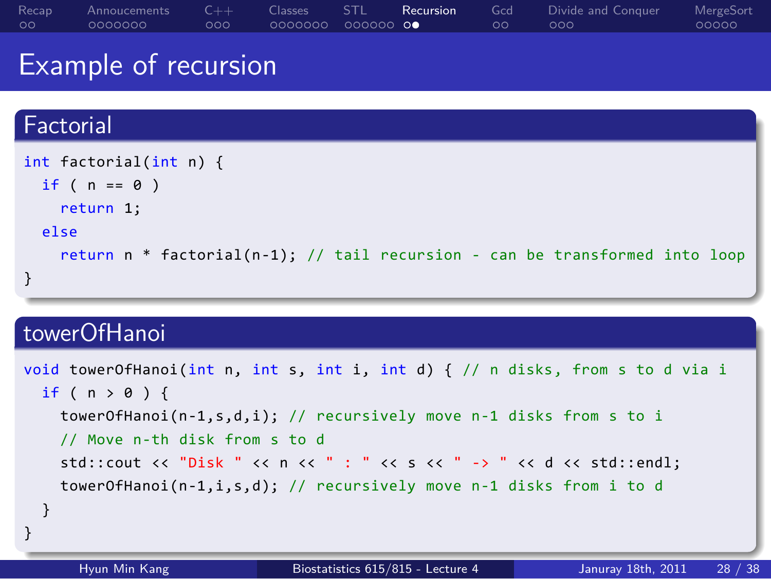# Example of recursion

## Factorial

```
int factorial(int n) {
  if ( n == 0 )
    return 1;
  else
    return n * factorial(n-1); // tail recursion - can be transformed into loop
}
```

## towerOfHanoi

```
void towerOfHanoi(int n, int s, int i, int d) { // n disks, from s to d via i
  if ( n > 0 ) {
    towerOfHanoi(n-1,s,d,i); // recursively move n-1 disks from s to i
    // Move n-th disk from s to d
    std::cout << "Disk " << n << " : " << s << " -> " << d << std::endl;
    towerOfHanoi(n-1,i,s,d); // recursively move n-1 disks from i to d
  }
}
```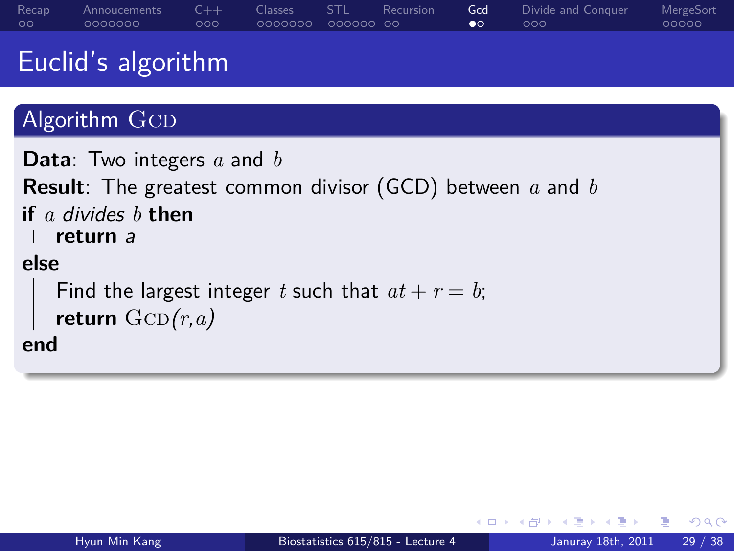# Euclid's algorithm

## Algorithm GCD

**Data**: Two integers $a$ and $b$

**Result**: The greatest common divisor (GCD) between $a$ and $b$

**if** $a$ *divides* $b$ **then**

  **return** *a*

**else**

  Find the largest integer $t$ such that $at + r = b$;

  **return** $\text{GCD}(r, a)$

**end**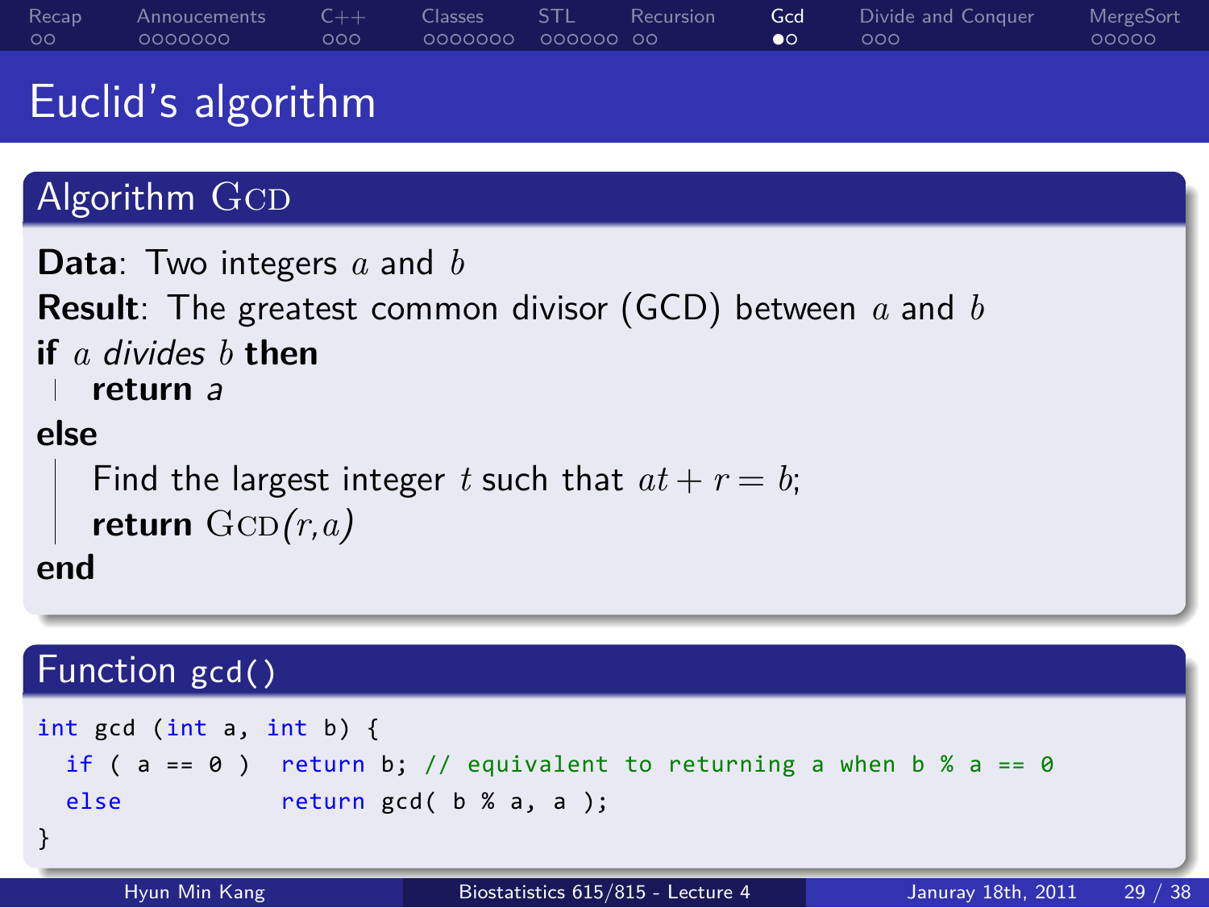# Euclid's algorithm

## Algorithm GCD

**Data**: Two integers $a$ and $b$

**Result**: The greatest common divisor (GCD) between $a$ and $b$

**if** $a$ *divides* $b$ **then**

  **return** *a*

**else**

  Find the largest integer $t$ such that $at + r = b$;

  **return** GCD$(r,a)$

**end**

## Function `gcd()`

```
int gcd (int a, int b) {
  if ( a == 0 )  return b; // equivalent to returning a when b % a == 0
  else           return gcd( b % a, a );
}
```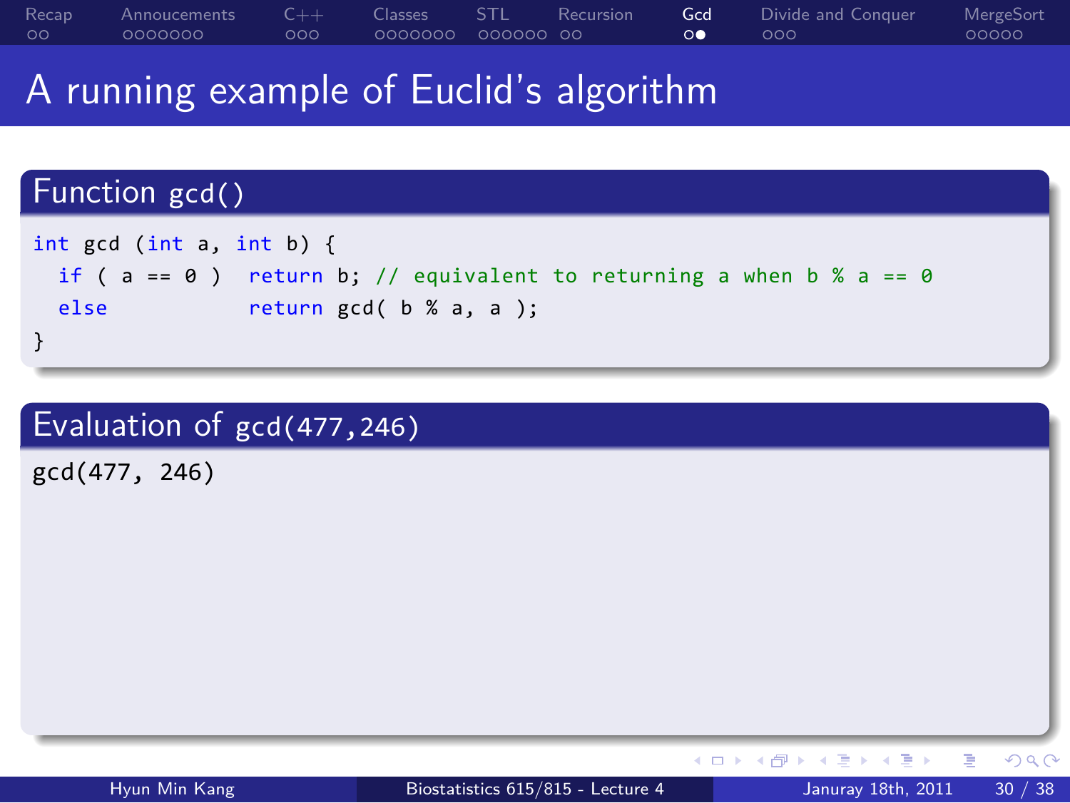# A running example of Euclid's algorithm

## Function gcd()

```
int gcd (int a, int b) {
  if ( a == 0 )  return b; // equivalent to returning a when b % a == 0
  else           return gcd( b % a, a );
}
```

## Evaluation of gcd(477,246)

```
gcd(477, 246)
```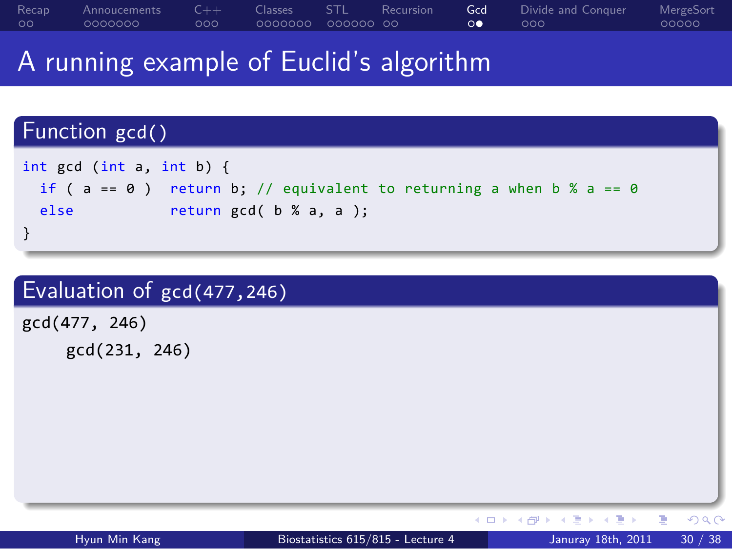# A running example of Euclid's algorithm

## Function gcd()

```
int gcd (int a, int b) {
  if ( a == 0 )  return b; // equivalent to returning a when b % a == 0
  else           return gcd( b % a, a );
}
```

## Evaluation of gcd(477,246)

```
gcd(477, 246)
    gcd(231, 246)
```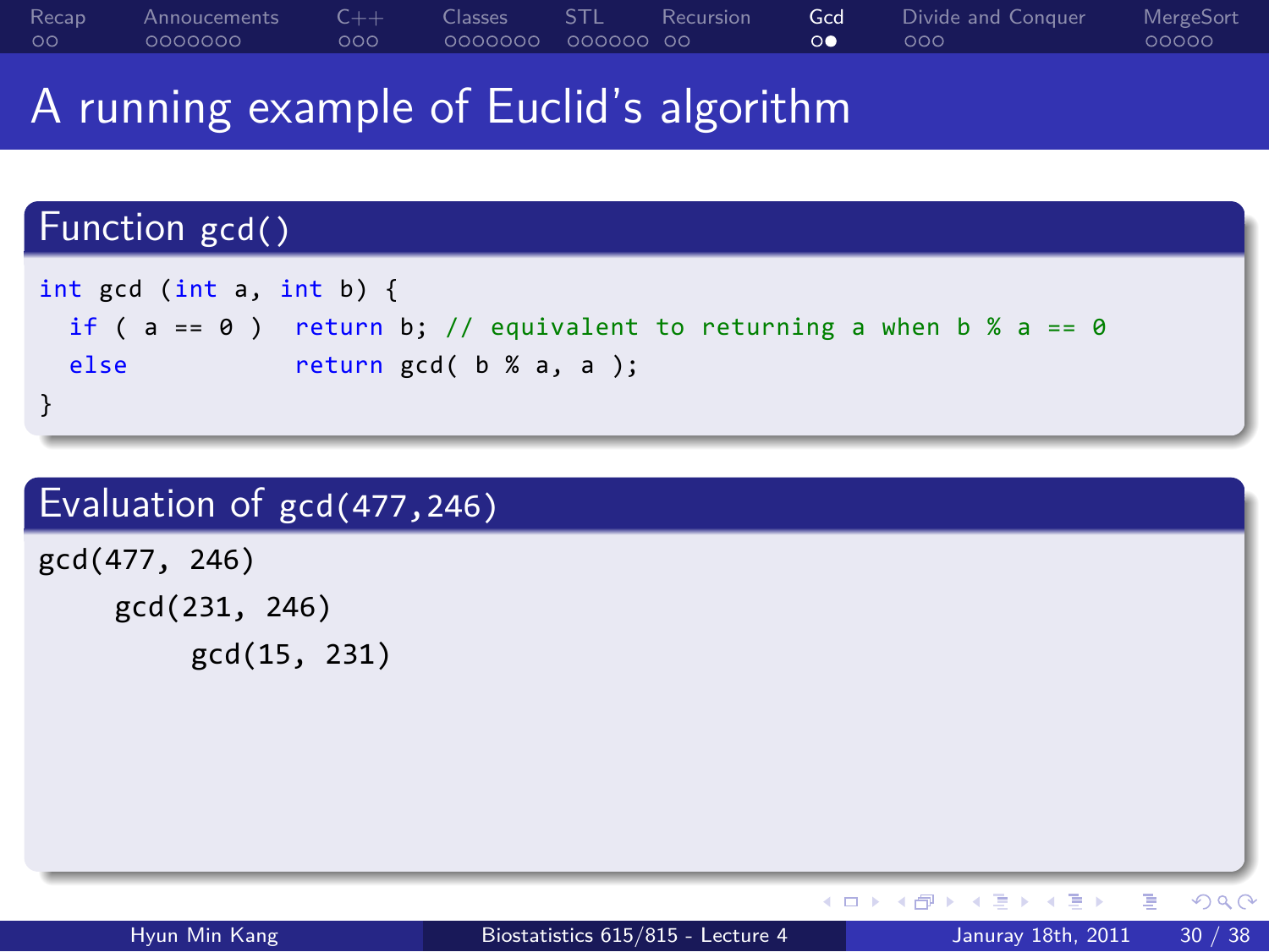# A running example of Euclid's algorithm

## Function gcd()

```
int gcd (int a, int b) {
  if ( a == 0 )  return b; // equivalent to returning a when b % a == 0
  else           return gcd( b % a, a );
}
```

## Evaluation of gcd(477,246)

```
gcd(477, 246)
    gcd(231, 246)
        gcd(15, 231)
```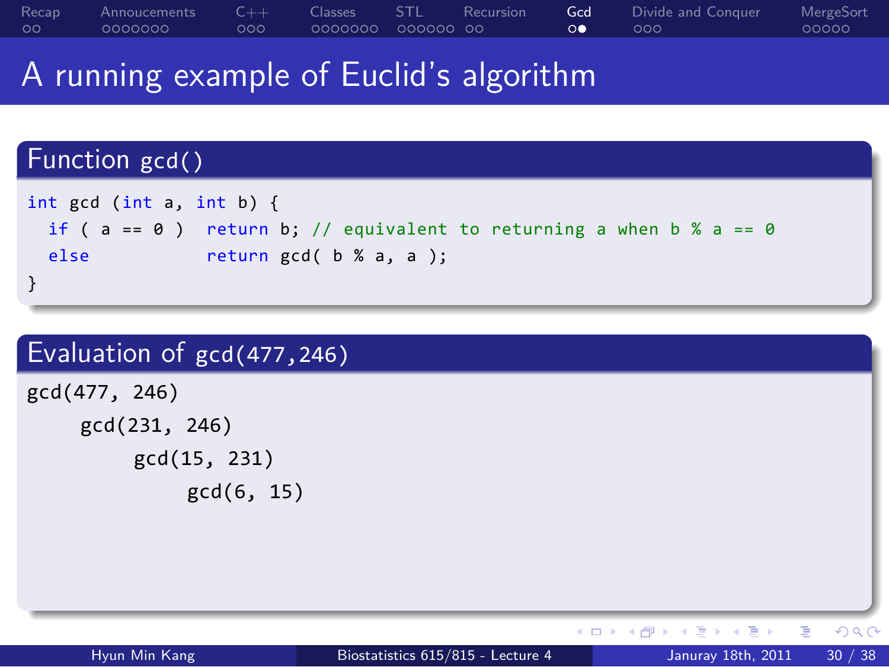# A running example of Euclid's algorithm

## Function gcd()

```
int gcd (int a, int b) {
  if ( a == 0 )  return b; // equivalent to returning a when b % a == 0
  else           return gcd( b % a, a );
}
```

## Evaluation of gcd(477,246)

```
gcd(477, 246)
    gcd(231, 246)
        gcd(15, 231)
            gcd(6, 15)
```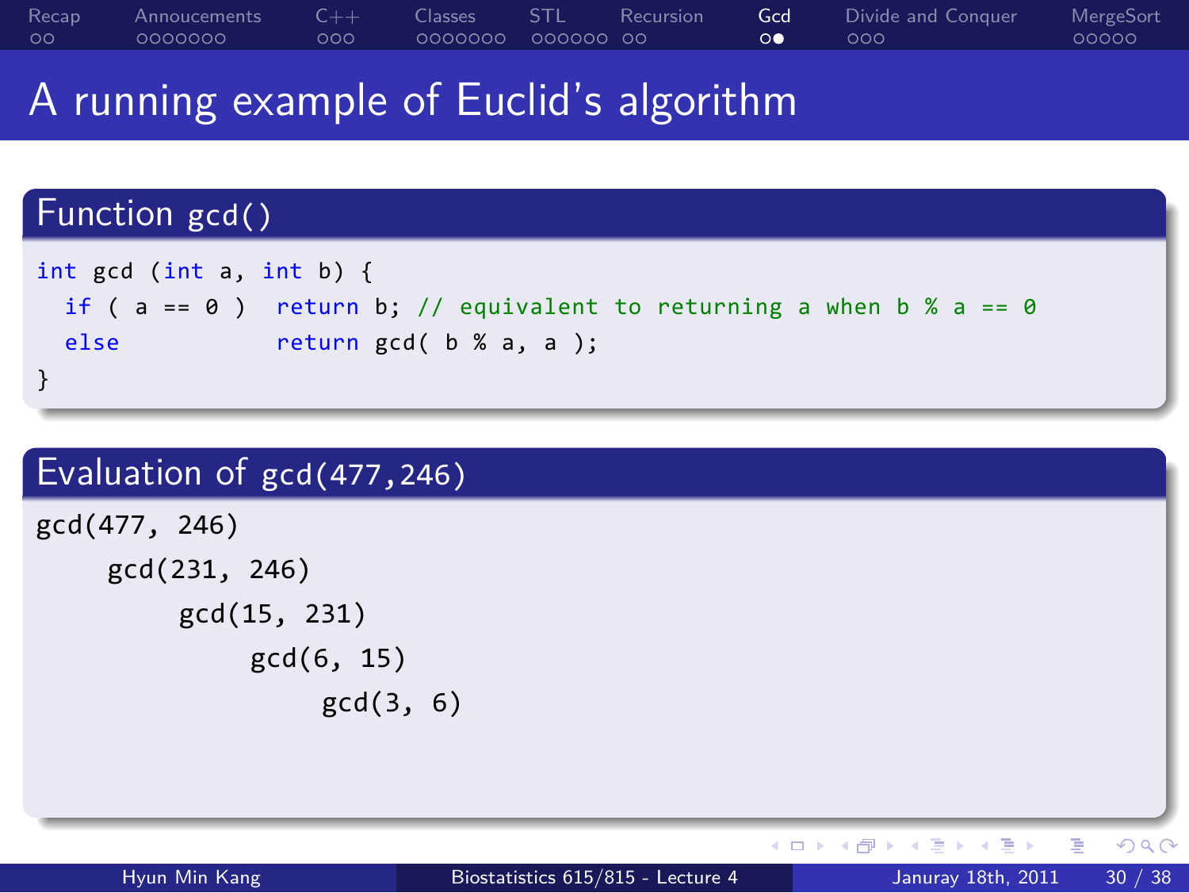# A running example of Euclid's algorithm

## Function gcd()

```
int gcd (int a, int b) {
  if ( a == 0 )  return b; // equivalent to returning a when b % a == 0
  else           return gcd( b % a, a );
}
```

## Evaluation of gcd(477,246)

```
gcd(477, 246)
    gcd(231, 246)
        gcd(15, 231)
            gcd(6, 15)
                gcd(3, 6)
```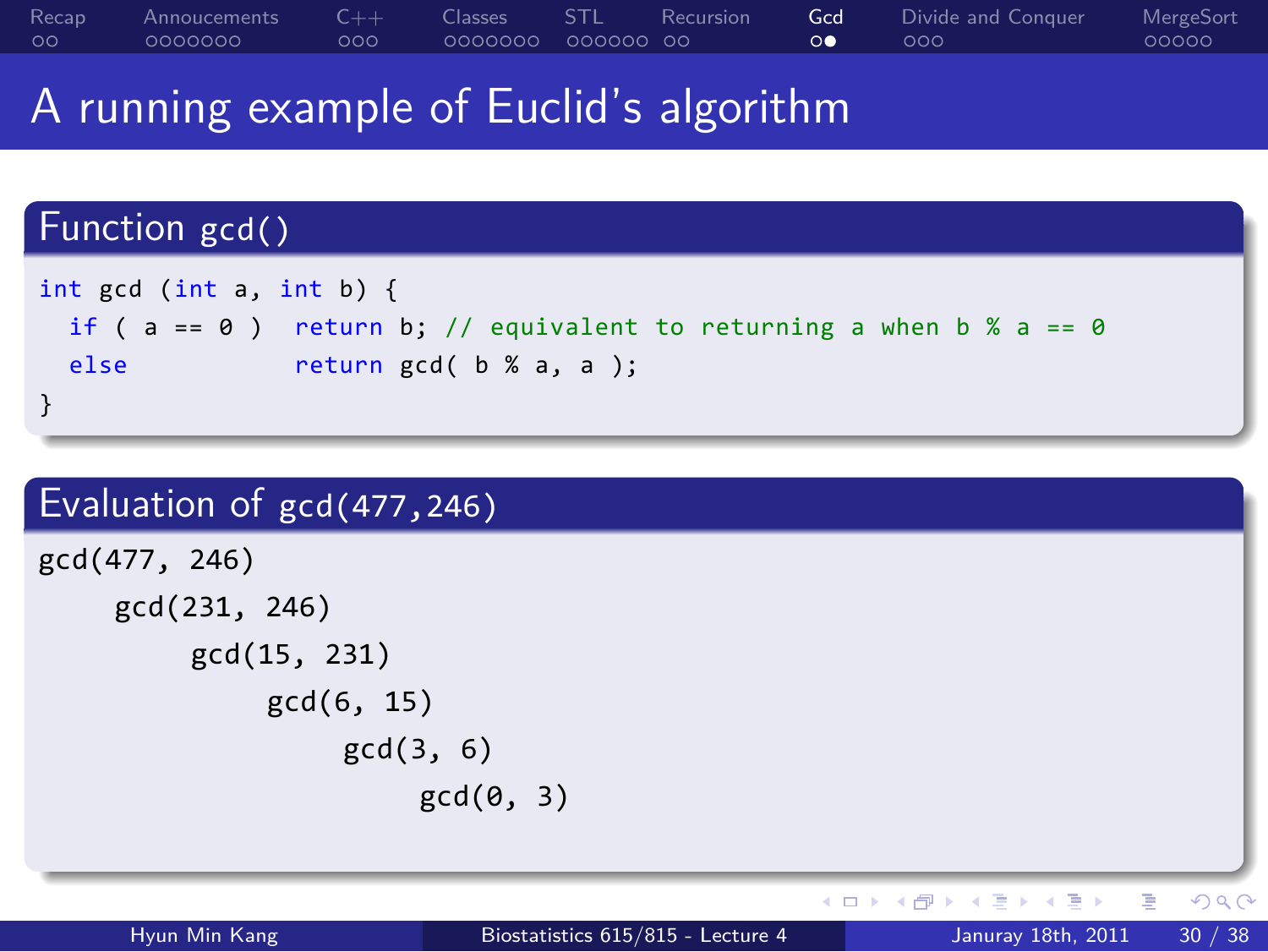# A running example of Euclid's algorithm

## Function gcd()

```
int gcd (int a, int b) {
  if ( a == 0 )  return b; // equivalent to returning a when b % a == 0
  else           return gcd( b % a, a );
}
```

## Evaluation of gcd(477,246)

```
gcd(477, 246)
    gcd(231, 246)
        gcd(15, 231)
            gcd(6, 15)
                gcd(3, 6)
                    gcd(0, 3)
```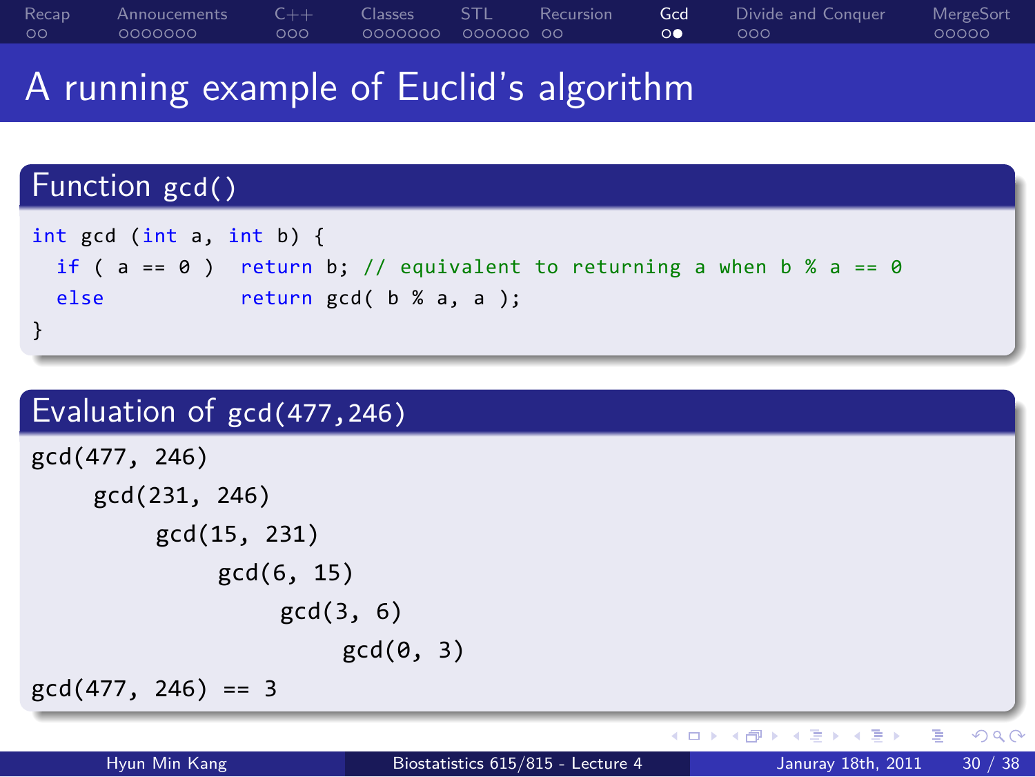# A running example of Euclid's algorithm

## Function gcd()

```
int gcd (int a, int b) {
  if ( a == 0 )  return b; // equivalent to returning a when b % a == 0
  else           return gcd( b % a, a );
}
```

## Evaluation of gcd(477,246)

```
gcd(477, 246)
    gcd(231, 246)
        gcd(15, 231)
            gcd(6, 15)
                gcd(3, 6)
                    gcd(0, 3)
gcd(477, 246) == 3
```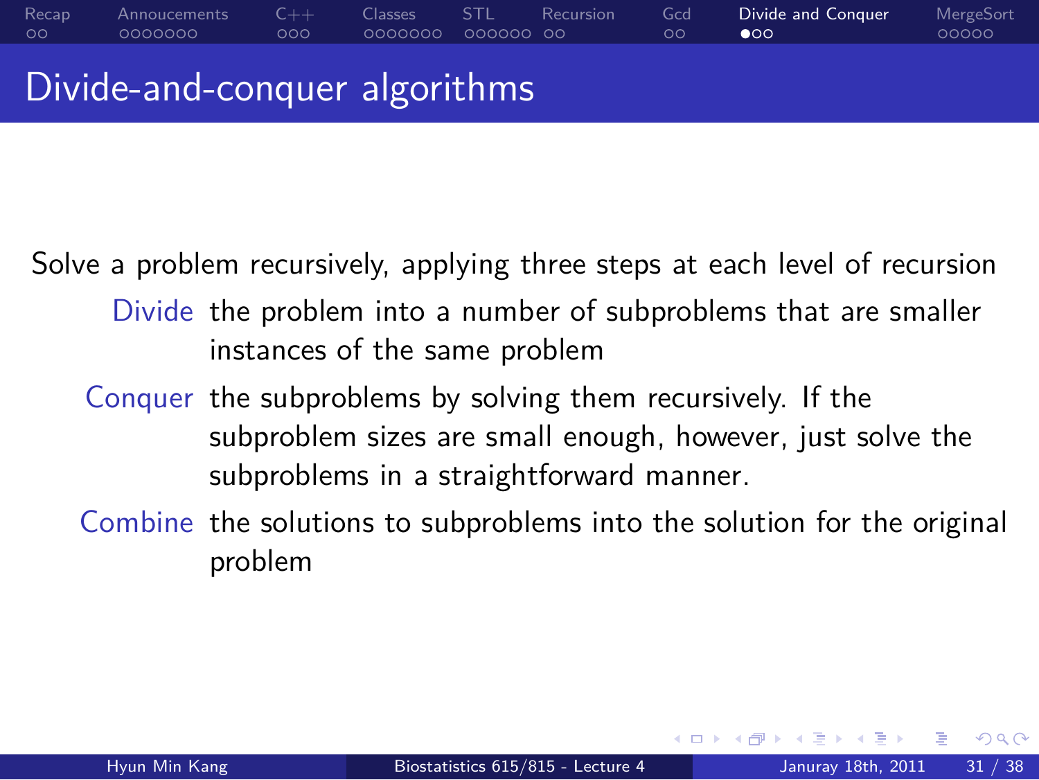# Divide-and-conquer algorithms

Solve a problem recursively, applying three steps at each level of recursion

- **Divide** the problem into a number of subproblems that are smaller instances of the same problem
- **Conquer** the subproblems by solving them recursively. If the subproblem sizes are small enough, however, just solve the subproblems in a straightforward manner.
- **Combine** the solutions to subproblems into the solution for the original problem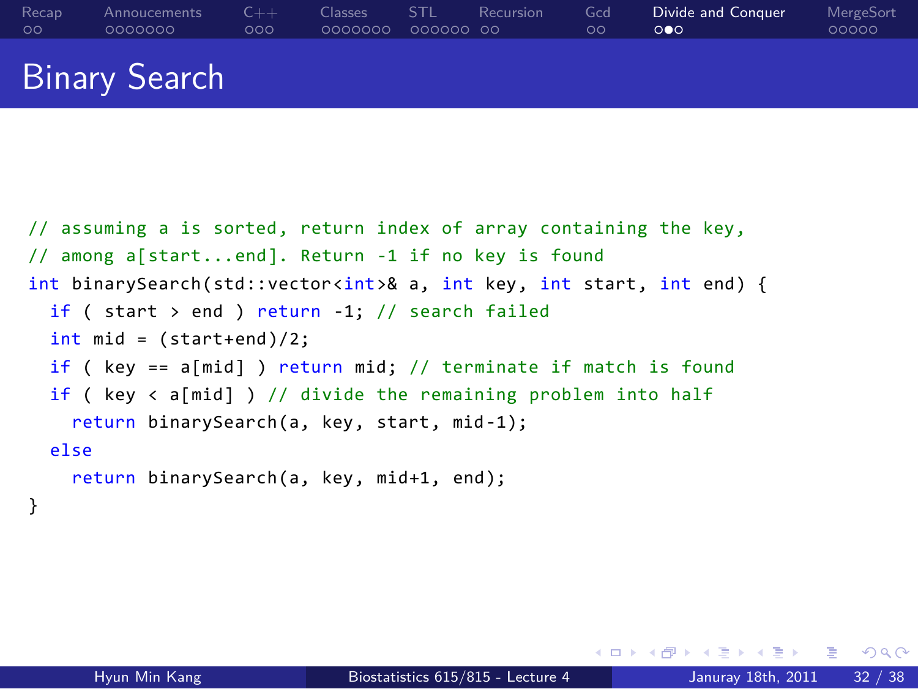# Binary Search

```cpp
// assuming a is sorted, return index of array containing the key,
// among a[start...end]. Return -1 if no key is found
int binarySearch(std::vector<int>& a, int key, int start, int end) {
  if ( start > end ) return -1; // search failed
  int mid = (start+end)/2;
  if ( key == a[mid] ) return mid; // terminate if match is found
  if ( key < a[mid] ) // divide the remaining problem into half
    return binarySearch(a, key, start, mid-1);
  else
    return binarySearch(a, key, mid+1, end);
}
```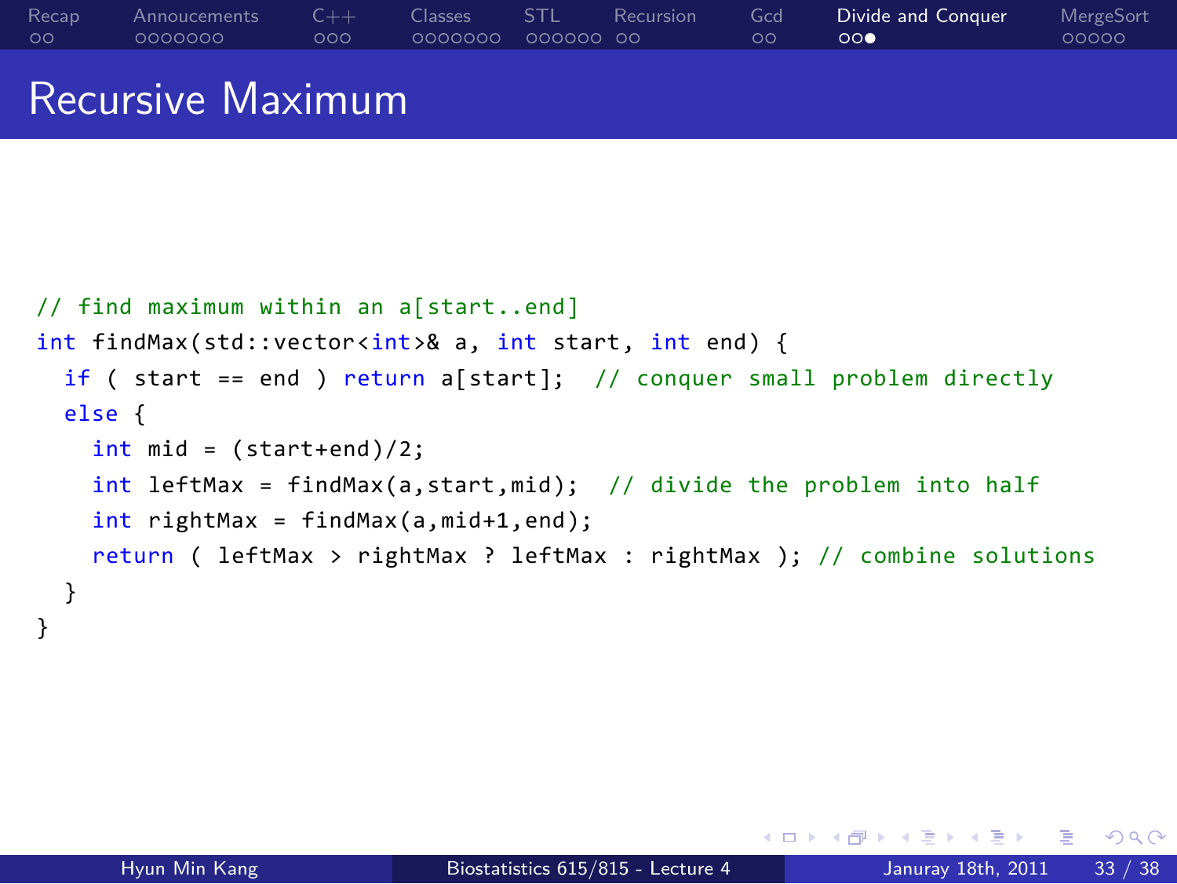# Recursive Maximum

```cpp
// find maximum within an a[start..end]
int findMax(std::vector<int>& a, int start, int end) {
  if ( start == end ) return a[start];  // conquer small problem directly
  else {
    int mid = (start+end)/2;
    int leftMax = findMax(a,start,mid);  // divide the problem into half
    int rightMax = findMax(a,mid+1,end);
    return ( leftMax > rightMax ? leftMax : rightMax ); // combine solutions
  }
}
```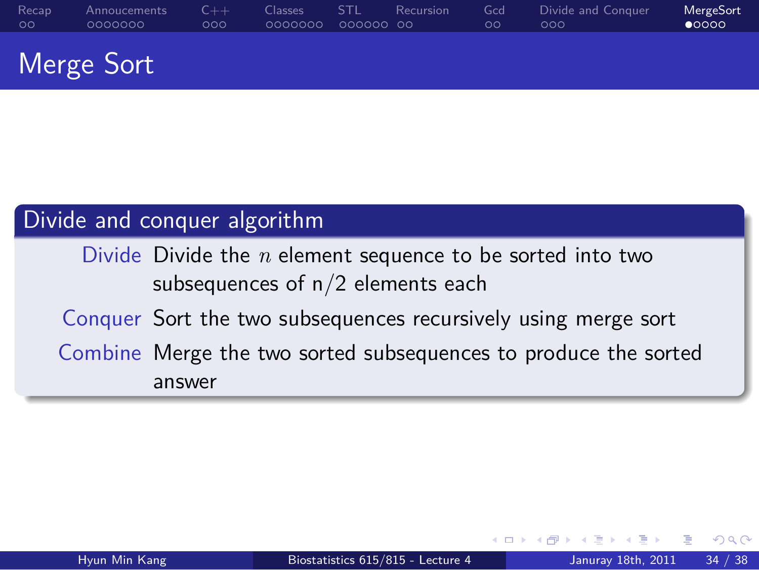# Merge Sort

## Divide and conquer algorithm

**Divide** Divide the $n$ element sequence to be sorted into two subsequences of n/2 elements each

**Conquer** Sort the two subsequences recursively using merge sort

**Combine** Merge the two sorted subsequences to produce the sorted answer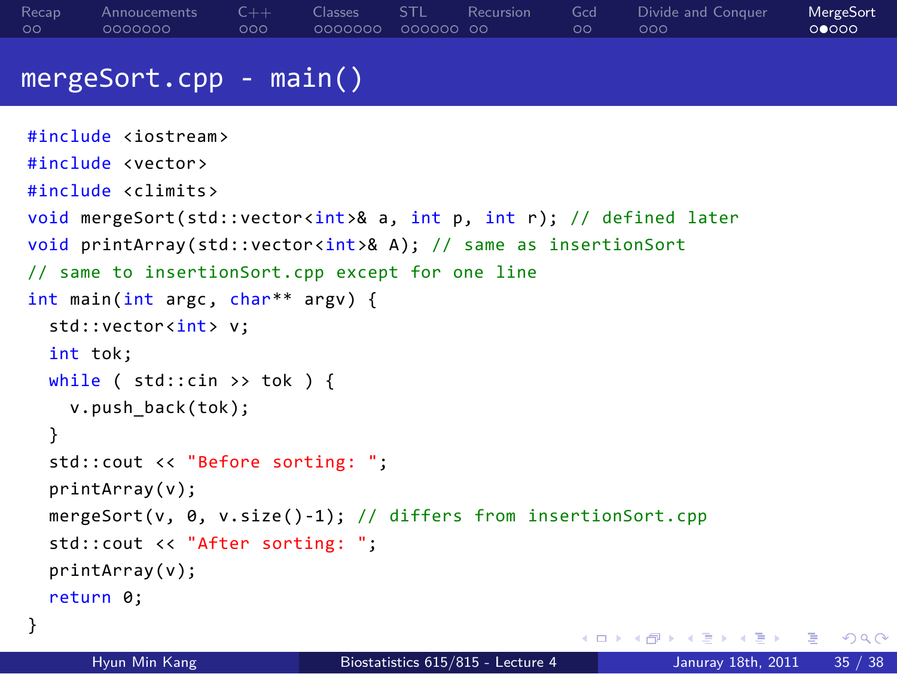# mergeSort.cpp - main()

```
#include <iostream>
#include <vector>
#include <climits>
void mergeSort(std::vector<int>& a, int p, int r); // defined later
void printArray(std::vector<int>& A); // same as insertionSort
// same to insertionSort.cpp except for one line
int main(int argc, char** argv) {
  std::vector<int> v;
  int tok;
  while ( std::cin >> tok ) {
    v.push_back(tok);
  }
  std::cout << "Before sorting: ";
  printArray(v);
  mergeSort(v, 0, v.size()-1); // differs from insertionSort.cpp
  std::cout << "After sorting: ";
  printArray(v);
  return 0;
}
```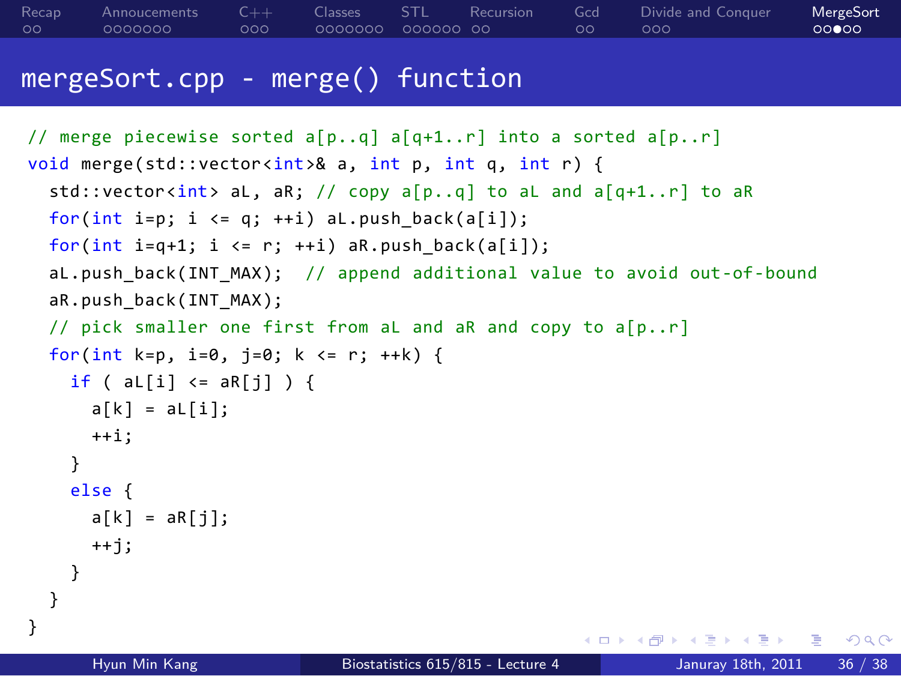## mergeSort.cpp - merge() function

```cpp
// merge piecewise sorted a[p..q] a[q+1..r] into a sorted a[p..r]
void merge(std::vector<int>& a, int p, int q, int r) {
  std::vector<int> aL, aR; // copy a[p..q] to aL and a[q+1..r] to aR
  for(int i=p; i <= q; ++i) aL.push_back(a[i]);
  for(int i=q+1; i <= r; ++i) aR.push_back(a[i]);
  aL.push_back(INT_MAX);  // append additional value to avoid out-of-bound
  aR.push_back(INT_MAX);
  // pick smaller one first from aL and aR and copy to a[p..r]
  for(int k=p, i=0, j=0; k <= r; ++k) {
    if ( aL[i] <= aR[j] ) {
      a[k] = aL[i];
      ++i;
    }
    else {
      a[k] = aR[j];
      ++j;
    }
  }
}
```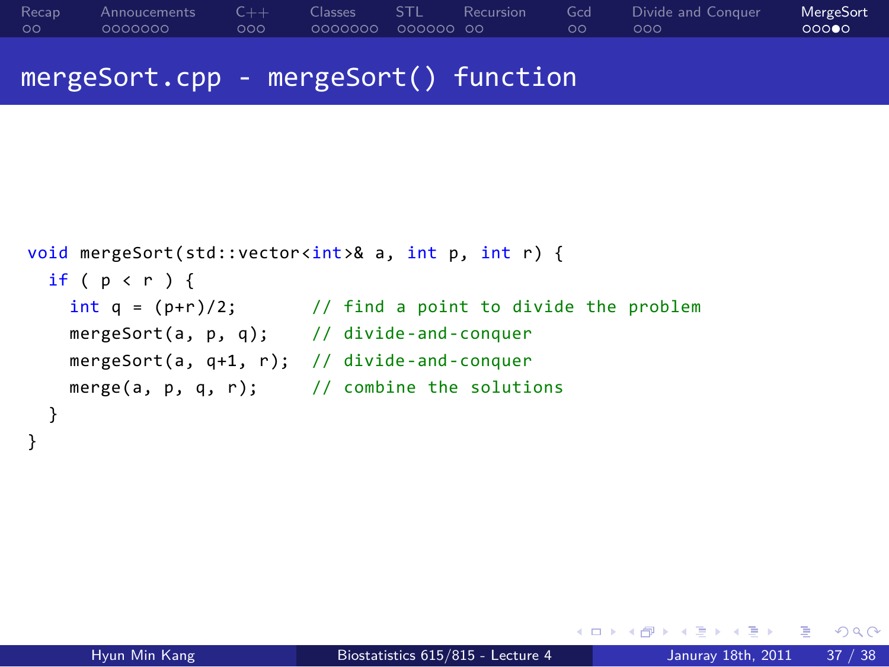## mergeSort.cpp - mergeSort() function

```cpp
void mergeSort(std::vector<int>& a, int p, int r) {
  if ( p < r ) {
    int q = (p+r)/2;       // find a point to divide the problem
    mergeSort(a, p, q);    // divide-and-conquer
    mergeSort(a, q+1, r);  // divide-and-conquer
    merge(a, p, q, r);     // combine the solutions
  }
}
```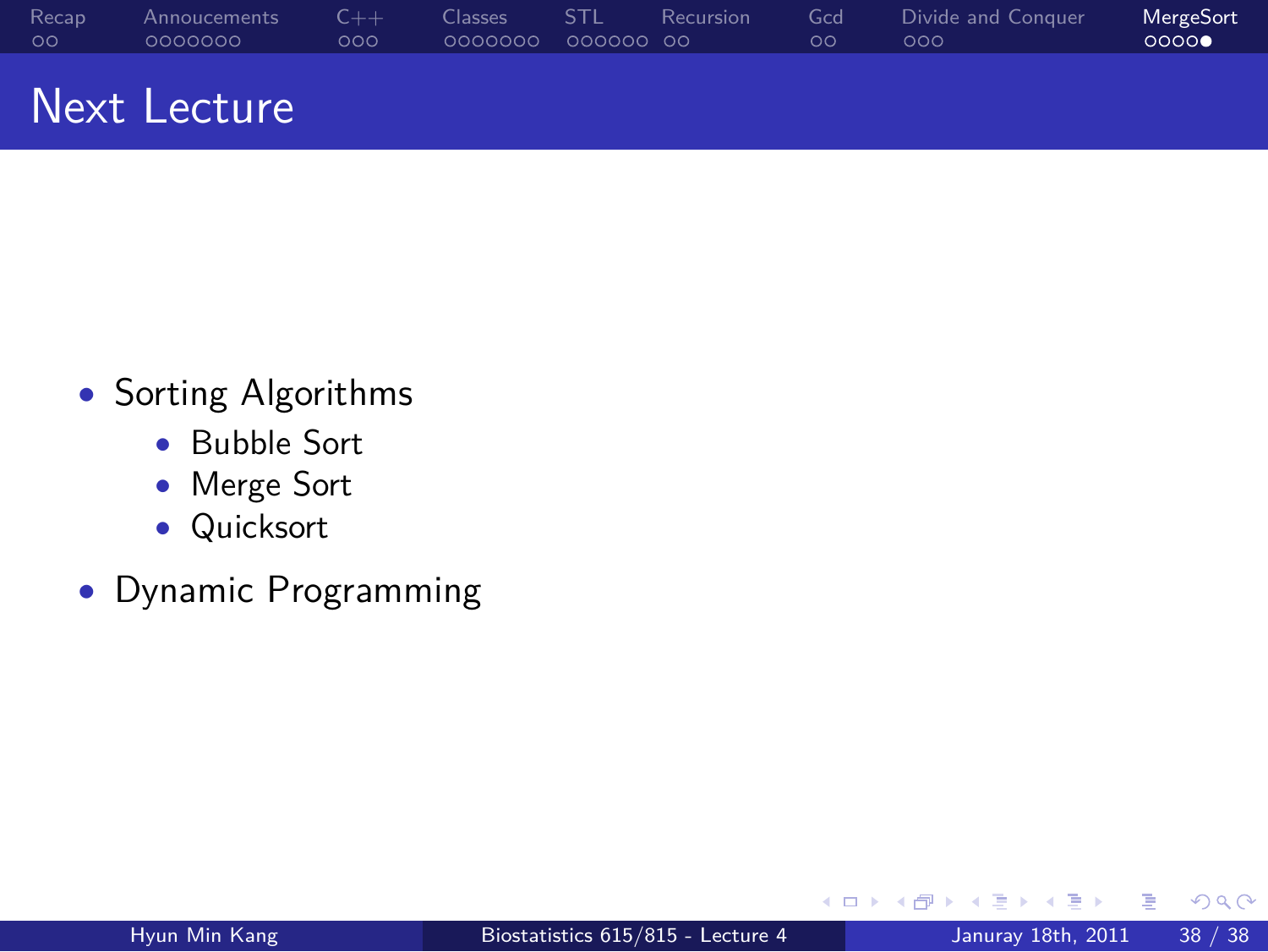## Next Lecture

- Sorting Algorithms
    - Bubble Sort
    - Merge Sort
    - Quicksort
- Dynamic Programming